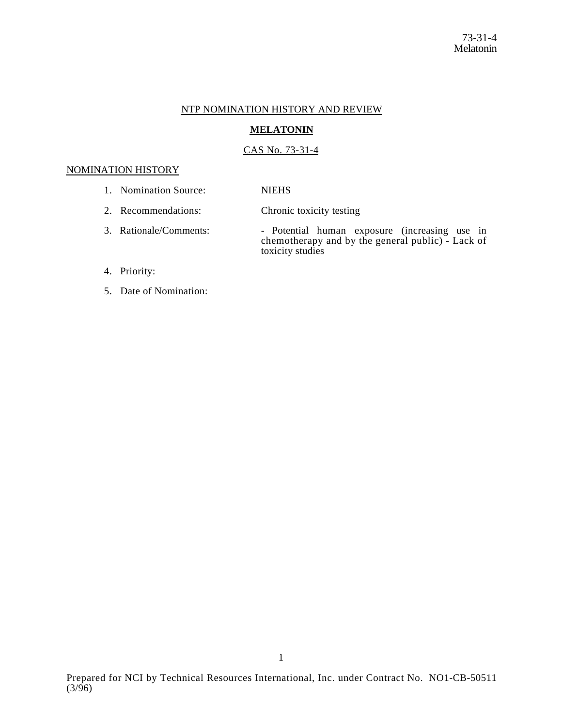73-31-4
Melatonin

# NTP NOMINATION HISTORY AND REVIEW

## MELATONIN

CAS No. 73-31-4

### NOMINATION HISTORY

1. Nomination Source: NIEHS
2. Recommendations: Chronic toxicity testing
3. Rationale/Comments: - Potential human exposure (increasing use in chemotherapy and by the general public) - Lack of toxicity studies
4. Priority:
5. Date of Nomination:

Prepared for NCI by Technical Resources International, Inc. under Contract No. NO1-CB-50511 (3/96)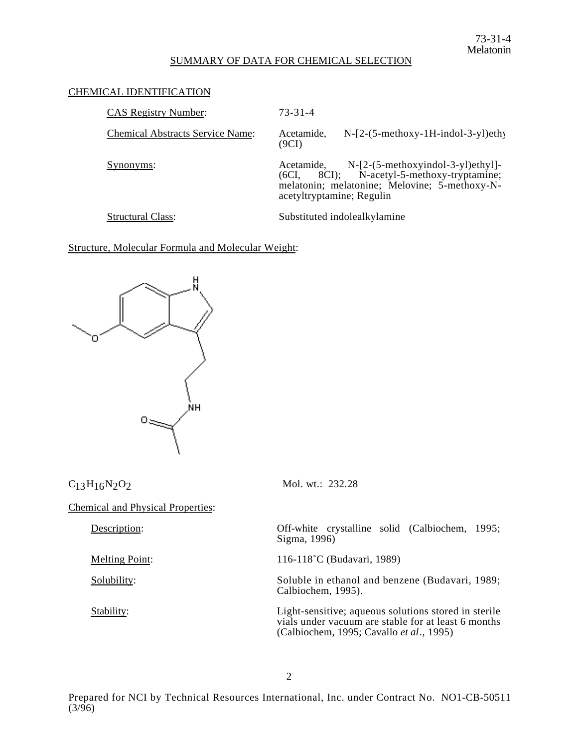## SUMMARY OF DATA FOR CHEMICAL SELECTION

### CHEMICAL IDENTIFICATION

| | |
|---|---|
| CAS Registry Number: | 73-31-4 |
| Chemical Abstracts Service Name: | Acetamide, N-[2-(5-methoxy-1H-indol-3-yl)ethy (9CI) |
| Synonyms: | Acetamide, N-[2-(5-methoxyindol-3-yl)ethyl]- (6CI, 8CI); N-acetyl-5-methoxy-tryptamine; melatonin; melatonine; Melovine; 5-methoxy-N-acetyltryptamine; Regulin |
| Structural Class: | Substituted indolealkylamine |

### Structure, Molecular Formula and Molecular Weight:

$C_{13}H_{16}N_2O_2$ Mol. wt.: 232.28

### Chemical and Physical Properties:

| | |
|---|---|
| Description: | Off-white crystalline solid (Calbiochem, 1995; Sigma, 1996) |
| Melting Point: | 116-118˚C (Budavari, 1989) |
| Solubility: | Soluble in ethanol and benzene (Budavari, 1989; Calbiochem, 1995). |
| Stability: | Light-sensitive; aqueous solutions stored in sterile vials under vacuum are stable for at least 6 months (Calbiochem, 1995; Cavallo *et al*., 1995) |

Prepared for NCI by Technical Resources International, Inc. under Contract No. NO1-CB-50511 (3/96)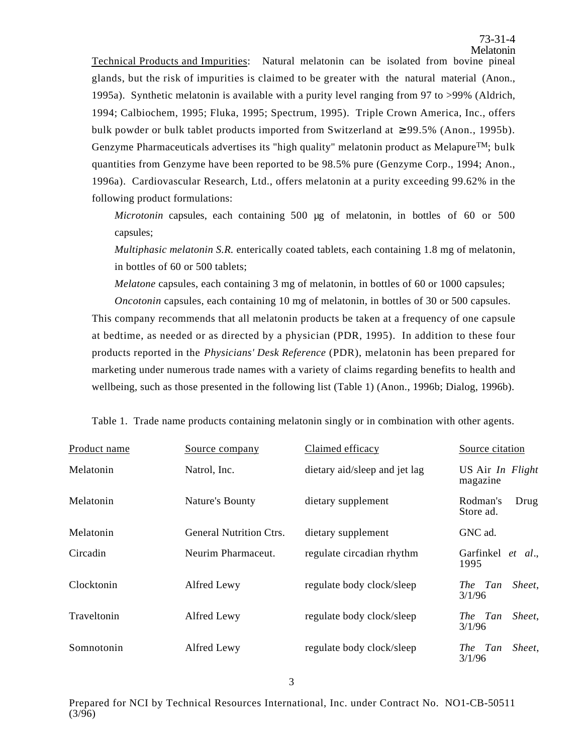Technical Products and Impurities: Natural melatonin can be isolated from bovine pineal glands, but the risk of impurities is claimed to be greater with the natural material (Anon., 1995a). Synthetic melatonin is available with a purity level ranging from 97 to >99% (Aldrich, 1994; Calbiochem, 1995; Fluka, 1995; Spectrum, 1995). Triple Crown America, Inc., offers bulk powder or bulk tablet products imported from Switzerland at ≥99.5% (Anon., 1995b). Genzyme Pharmaceuticals advertises its "high quality" melatonin product as Melapure™; bulk quantities from Genzyme have been reported to be 98.5% pure (Genzyme Corp., 1994; Anon., 1996a). Cardiovascular Research, Ltd., offers melatonin at a purity exceeding 99.62% in the following product formulations:

*Microtonin* capsules, each containing 500 µg of melatonin, in bottles of 60 or 500 capsules;

*Multiphasic melatonin S.R.* enterically coated tablets, each containing 1.8 mg of melatonin, in bottles of 60 or 500 tablets;

*Melatone* capsules, each containing 3 mg of melatonin, in bottles of 60 or 1000 capsules;

*Oncotonin* capsules, each containing 10 mg of melatonin, in bottles of 30 or 500 capsules.

This company recommends that all melatonin products be taken at a frequency of one capsule at bedtime, as needed or as directed by a physician (PDR, 1995). In addition to these four products reported in the *Physicians' Desk Reference* (PDR), melatonin has been prepared for marketing under numerous trade names with a variety of claims regarding benefits to health and wellbeing, such as those presented in the following list (Table 1) (Anon., 1996b; Dialog, 1996b).

Table 1. Trade name products containing melatonin singly or in combination with other agents.

| Product name | Source company | Claimed efficacy | Source citation |
|---|---|---|---|
| Melatonin | Natrol, Inc. | dietary aid/sleep and jet lag | US Air *In Flight* magazine |
| Melatonin | Nature's Bounty | dietary supplement | Rodman's Drug Store ad. |
| Melatonin | General Nutrition Ctrs. | dietary supplement | GNC ad. |
| Circadin | Neurim Pharmaceut. | regulate circadian rhythm | Garfinkel *et al*., 1995 |
| Clocktonin | Alfred Lewy | regulate body clock/sleep | *The Tan Sheet*, 3/1/96 |
| Traveltonin | Alfred Lewy | regulate body clock/sleep | *The Tan Sheet*, 3/1/96 |
| Somnotonin | Alfred Lewy | regulate body clock/sleep | *The Tan Sheet*, 3/1/96 |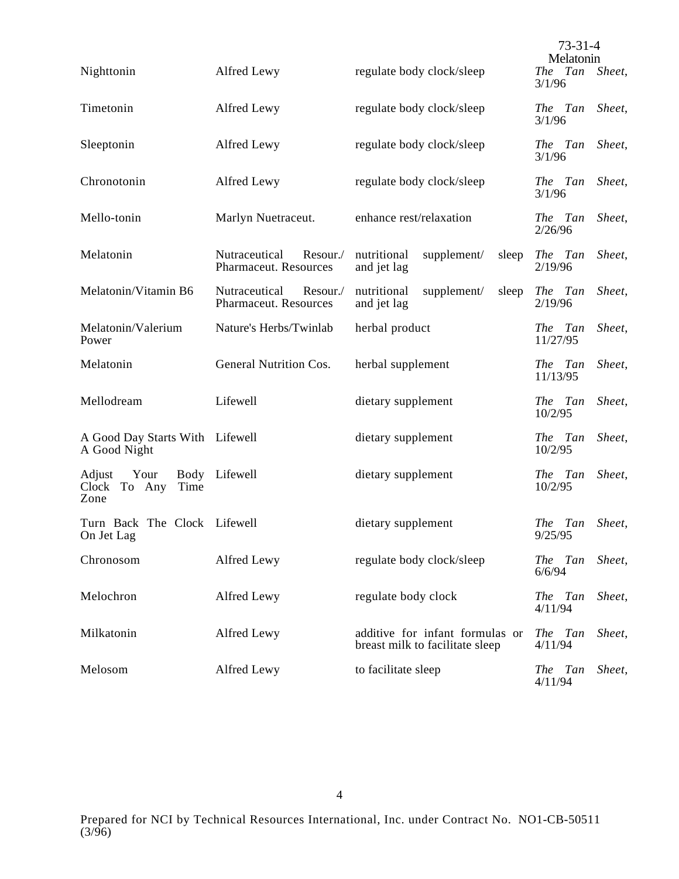| | | | |
|---|---|---|---|
| Nighttonin | Alfred Lewy | regulate body clock/sleep | *The Tan Sheet*, 3/1/96 |
| Timetonin | Alfred Lewy | regulate body clock/sleep | *The Tan Sheet*, 3/1/96 |
| Sleeptonin | Alfred Lewy | regulate body clock/sleep | *The Tan Sheet*, 3/1/96 |
| Chronotonin | Alfred Lewy | regulate body clock/sleep | *The Tan Sheet*, 3/1/96 |
| Mello-tonin | Marlyn Nuetraceut. | enhance rest/relaxation | *The Tan Sheet*, 2/26/96 |
| Melatonin | Nutraceutical Resour./ Pharmaceut. Resources | nutritional supplement/ sleep and jet lag | *The Tan Sheet*, 2/19/96 |
| Melatonin/Vitamin B6 | Nutraceutical Resour./ Pharmaceut. Resources | nutritional supplement/ sleep and jet lag | *The Tan Sheet*, 2/19/96 |
| Melatonin/Valerium Power | Nature's Herbs/Twinlab | herbal product | *The Tan Sheet*, 11/27/95 |
| Melatonin | General Nutrition Cos. | herbal supplement | *The Tan Sheet*, 11/13/95 |
| Mellodream | Lifewell | dietary supplement | *The Tan Sheet*, 10/2/95 |
| A Good Day Starts With A Good Night | Lifewell | dietary supplement | *The Tan Sheet*, 10/2/95 |
| Adjust Your Body Clock To Any Time Zone | Lifewell | dietary supplement | *The Tan Sheet*, 10/2/95 |
| Turn Back The Clock On Jet Lag | Lifewell | dietary supplement | *The Tan Sheet*, 9/25/95 |
| Chronosom | Alfred Lewy | regulate body clock/sleep | *The Tan Sheet*, 6/6/94 |
| Melochron | Alfred Lewy | regulate body clock | *The Tan Sheet*, 4/11/94 |
| Milkatonin | Alfred Lewy | additive for infant formulas or breast milk to facilitate sleep | *The Tan Sheet*, 4/11/94 |
| Melosom | Alfred Lewy | to facilitate sleep | *The Tan Sheet*, 4/11/94 |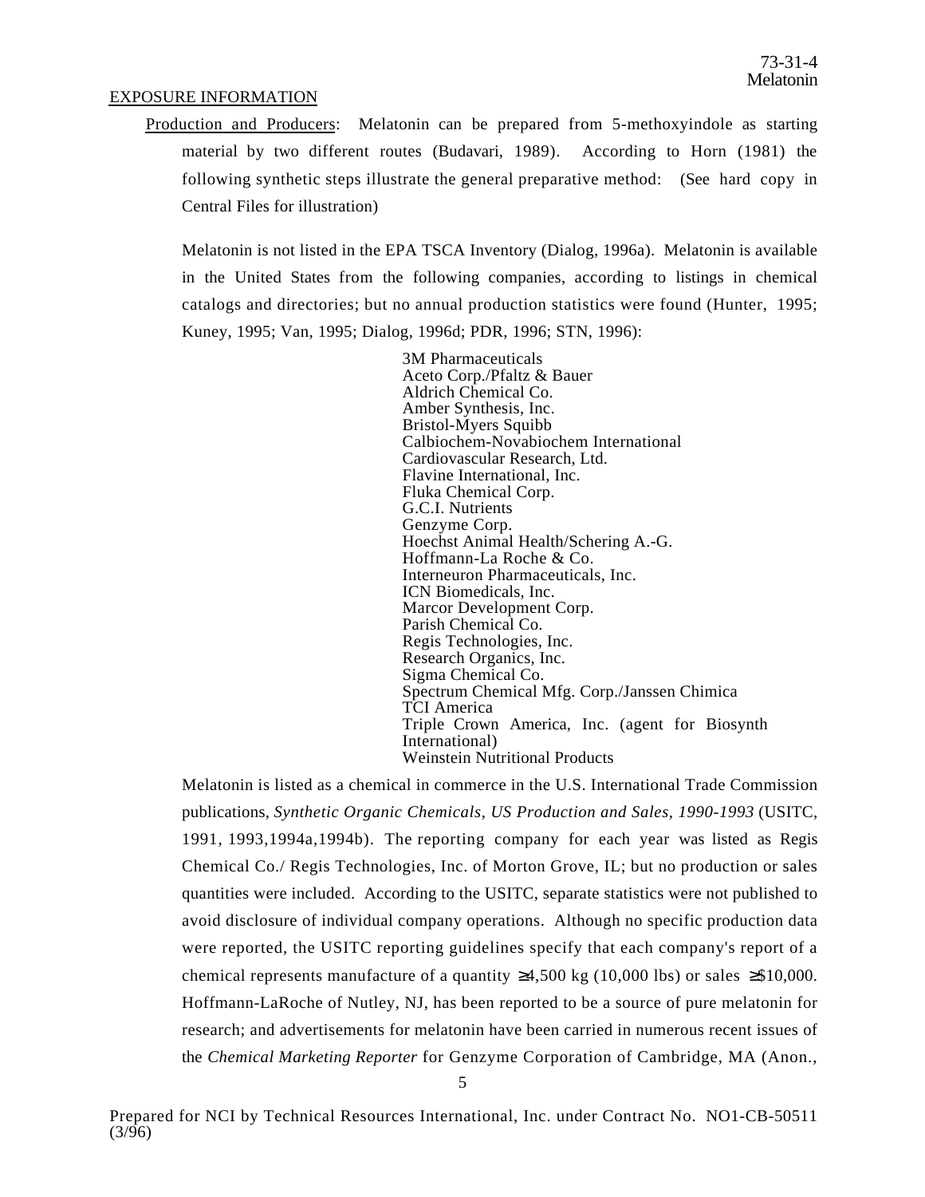## EXPOSURE INFORMATION

Production and Producers: Melatonin can be prepared from 5-methoxyindole as starting material by two different routes (Budavari, 1989). According to Horn (1981) the following synthetic steps illustrate the general preparative method: (See hard copy in Central Files for illustration)

Melatonin is not listed in the EPA TSCA Inventory (Dialog, 1996a). Melatonin is available in the United States from the following companies, according to listings in chemical catalogs and directories; but no annual production statistics were found (Hunter, 1995; Kuney, 1995; Van, 1995; Dialog, 1996d; PDR, 1996; STN, 1996):

- 3M Pharmaceuticals
- Aceto Corp./Pfaltz & Bauer
- Aldrich Chemical Co.
- Amber Synthesis, Inc.
- Bristol-Myers Squibb
- Calbiochem-Novabiochem International
- Cardiovascular Research, Ltd.
- Flavine International, Inc.
- Fluka Chemical Corp.
- G.C.I. Nutrients
- Genzyme Corp.
- Hoechst Animal Health/Schering A.-G.
- Hoffmann-La Roche & Co.
- Interneuron Pharmaceuticals, Inc.
- ICN Biomedicals, Inc.
- Marcor Development Corp.
- Parish Chemical Co.
- Regis Technologies, Inc.
- Research Organics, Inc.
- Sigma Chemical Co.
- Spectrum Chemical Mfg. Corp./Janssen Chimica
- TCI America
- Triple Crown America, Inc. (agent for Biosynth International)
- Weinstein Nutritional Products

Melatonin is listed as a chemical in commerce in the U.S. International Trade Commission publications, *Synthetic Organic Chemicals, US Production and Sales, 1990-1993* (USITC, 1991, 1993,1994a,1994b). The reporting company for each year was listed as Regis Chemical Co./ Regis Technologies, Inc. of Morton Grove, IL; but no production or sales quantities were included. According to the USITC, separate statistics were not published to avoid disclosure of individual company operations. Although no specific production data were reported, the USITC reporting guidelines specify that each company's report of a chemical represents manufacture of a quantity ≥4,500 kg (10,000 lbs) or sales ≥$10,000. Hoffmann-LaRoche of Nutley, NJ, has been reported to be a source of pure melatonin for research; and advertisements for melatonin have been carried in numerous recent issues of the *Chemical Marketing Reporter* for Genzyme Corporation of Cambridge, MA (Anon.,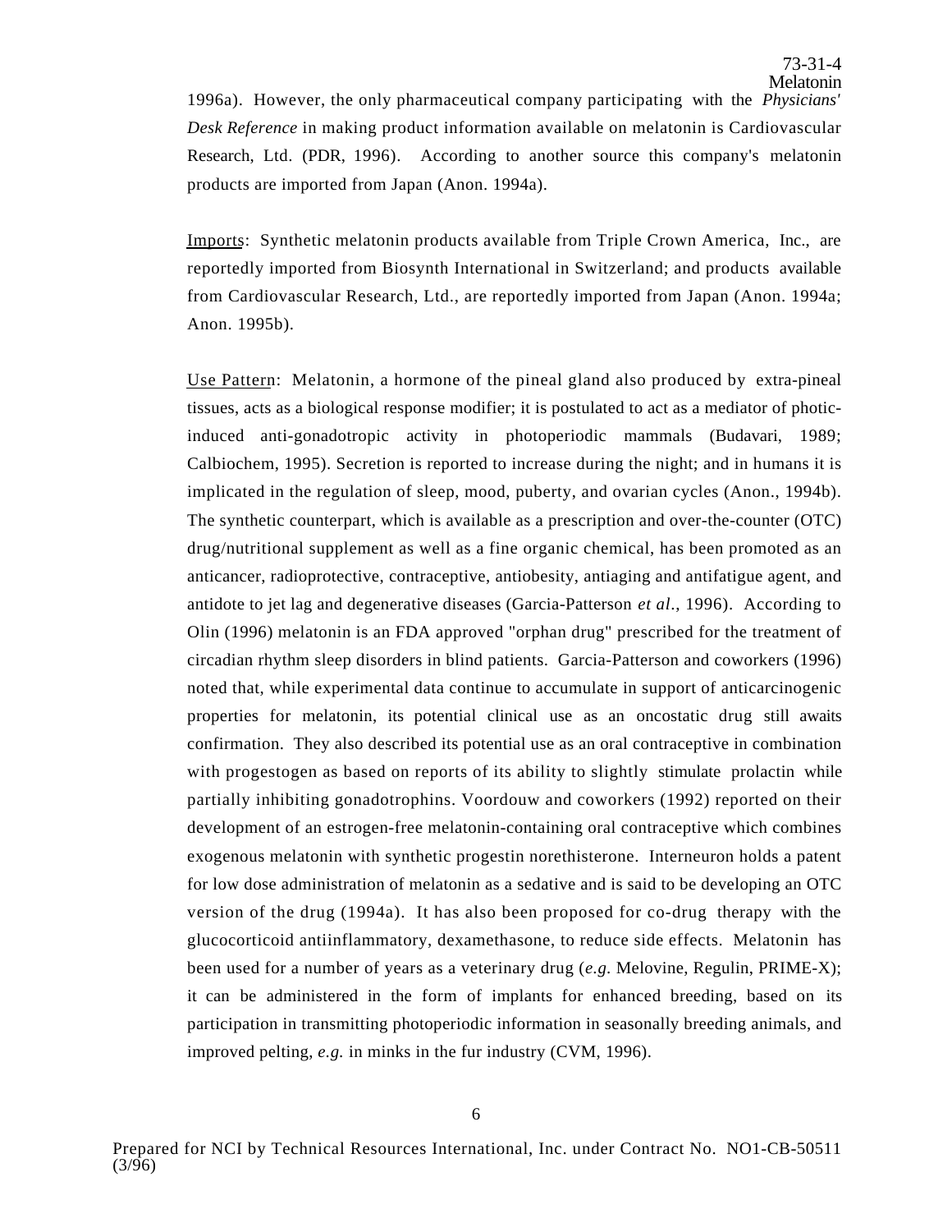1996a). However, the only pharmaceutical company participating with the *Physicians' Desk Reference* in making product information available on melatonin is Cardiovascular Research, Ltd. (PDR, 1996). According to another source this company's melatonin products are imported from Japan (Anon. 1994a).

Imports: Synthetic melatonin products available from Triple Crown America, Inc., are reportedly imported from Biosynth International in Switzerland; and products available from Cardiovascular Research, Ltd., are reportedly imported from Japan (Anon. 1994a; Anon. 1995b).

Use Pattern: Melatonin, a hormone of the pineal gland also produced by extra-pineal tissues, acts as a biological response modifier; it is postulated to act as a mediator of photic-induced anti-gonadotropic activity in photoperiodic mammals (Budavari, 1989; Calbiochem, 1995). Secretion is reported to increase during the night; and in humans it is implicated in the regulation of sleep, mood, puberty, and ovarian cycles (Anon., 1994b). The synthetic counterpart, which is available as a prescription and over-the-counter (OTC) drug/nutritional supplement as well as a fine organic chemical, has been promoted as an anticancer, radioprotective, contraceptive, antiobesity, antiaging and antifatigue agent, and antidote to jet lag and degenerative diseases (Garcia-Patterson *et al*., 1996). According to Olin (1996) melatonin is an FDA approved "orphan drug" prescribed for the treatment of circadian rhythm sleep disorders in blind patients. Garcia-Patterson and coworkers (1996) noted that, while experimental data continue to accumulate in support of anticarcinogenic properties for melatonin, its potential clinical use as an oncostatic drug still awaits confirmation. They also described its potential use as an oral contraceptive in combination with progestogen as based on reports of its ability to slightly stimulate prolactin while partially inhibiting gonadotrophins. Voordouw and coworkers (1992) reported on their development of an estrogen-free melatonin-containing oral contraceptive which combines exogenous melatonin with synthetic progestin norethisterone. Interneuron holds a patent for low dose administration of melatonin as a sedative and is said to be developing an OTC version of the drug (1994a). It has also been proposed for co-drug therapy with the glucocorticoid antiinflammatory, dexamethasone, to reduce side effects. Melatonin has been used for a number of years as a veterinary drug (*e.g.* Melovine, Regulin, PRIME-X); it can be administered in the form of implants for enhanced breeding, based on its participation in transmitting photoperiodic information in seasonally breeding animals, and improved pelting, *e.g.* in minks in the fur industry (CVM, 1996).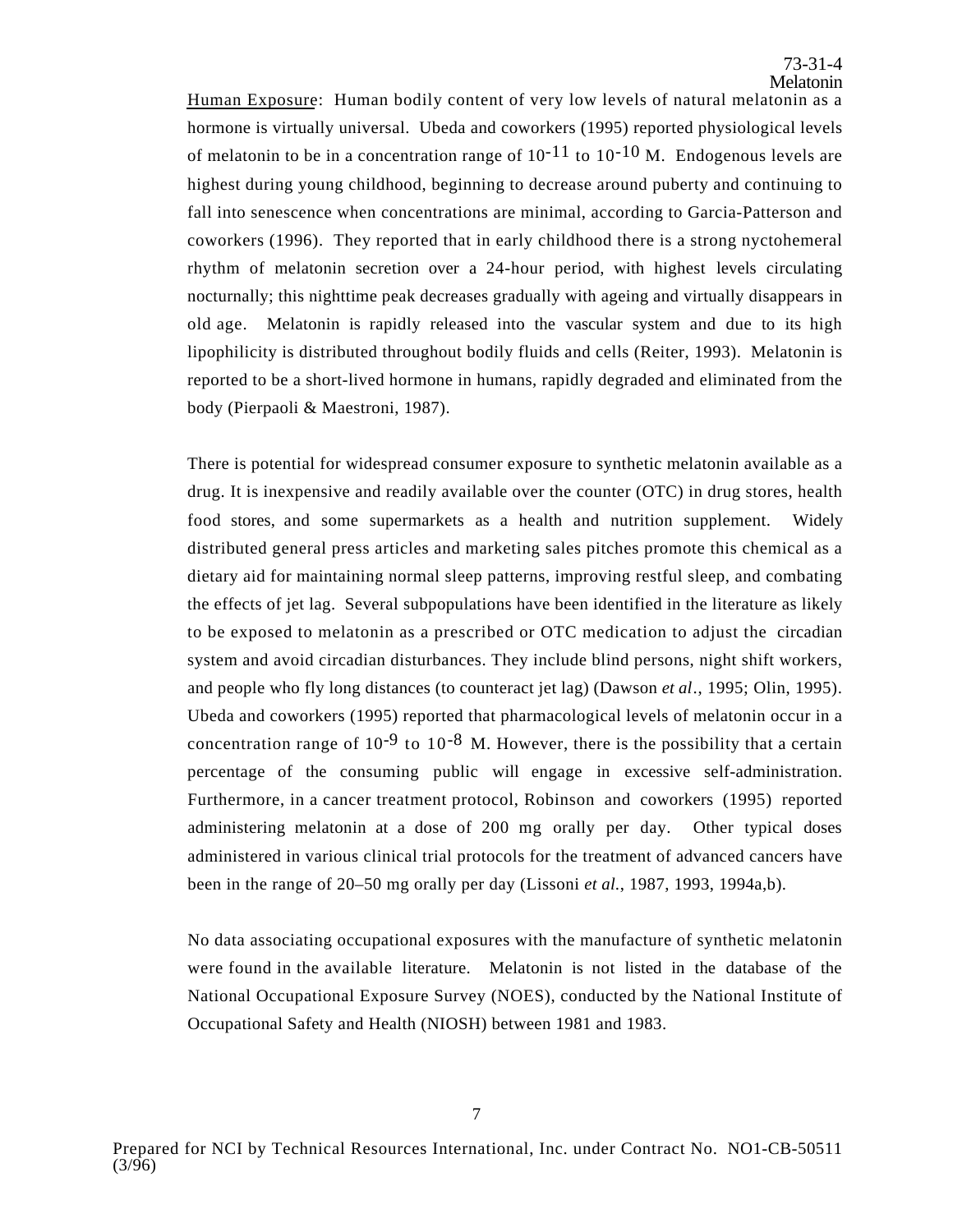<u>Human Exposure</u>: Human bodily content of very low levels of natural melatonin as a hormone is virtually universal. Ubeda and coworkers (1995) reported physiological levels of melatonin to be in a concentration range of $10^{-11}$ to $10^{-10}$ M. Endogenous levels are highest during young childhood, beginning to decrease around puberty and continuing to fall into senescence when concentrations are minimal, according to Garcia-Patterson and coworkers (1996). They reported that in early childhood there is a strong nyctohemeral rhythm of melatonin secretion over a 24-hour period, with highest levels circulating nocturnally; this nighttime peak decreases gradually with ageing and virtually disappears in old age. Melatonin is rapidly released into the vascular system and due to its high lipophilicity is distributed throughout bodily fluids and cells (Reiter, 1993). Melatonin is reported to be a short-lived hormone in humans, rapidly degraded and eliminated from the body (Pierpaoli & Maestroni, 1987).

There is potential for widespread consumer exposure to synthetic melatonin available as a drug. It is inexpensive and readily available over the counter (OTC) in drug stores, health food stores, and some supermarkets as a health and nutrition supplement. Widely distributed general press articles and marketing sales pitches promote this chemical as a dietary aid for maintaining normal sleep patterns, improving restful sleep, and combating the effects of jet lag. Several subpopulations have been identified in the literature as likely to be exposed to melatonin as a prescribed or OTC medication to adjust the circadian system and avoid circadian disturbances. They include blind persons, night shift workers, and people who fly long distances (to counteract jet lag) (Dawson *et al.*, 1995; Olin, 1995). Ubeda and coworkers (1995) reported that pharmacological levels of melatonin occur in a concentration range of $10^{-9}$ to $10^{-8}$ M. However, there is the possibility that a certain percentage of the consuming public will engage in excessive self-administration. Furthermore, in a cancer treatment protocol, Robinson and coworkers (1995) reported administering melatonin at a dose of 200 mg orally per day. Other typical doses administered in various clinical trial protocols for the treatment of advanced cancers have been in the range of 20–50 mg orally per day (Lissoni *et al.*, 1987, 1993, 1994a,b).

No data associating occupational exposures with the manufacture of synthetic melatonin were found in the available literature. Melatonin is not listed in the database of the National Occupational Exposure Survey (NOES), conducted by the National Institute of Occupational Safety and Health (NIOSH) between 1981 and 1983.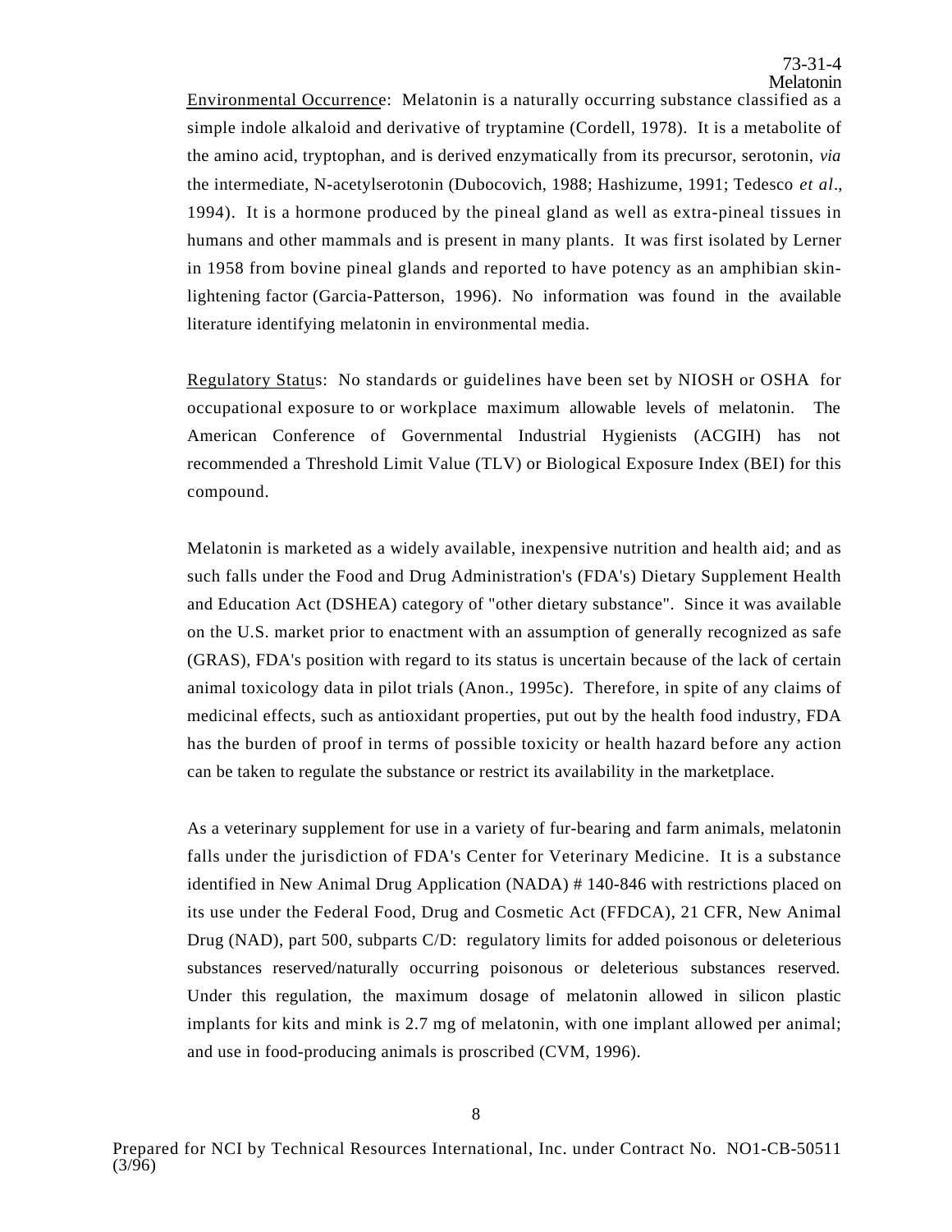Environmental Occurrence: Melatonin is a naturally occurring substance classified as a simple indole alkaloid and derivative of tryptamine (Cordell, 1978). It is a metabolite of the amino acid, tryptophan, and is derived enzymatically from its precursor, serotonin, *via* the intermediate, N-acetylserotonin (Dubocovich, 1988; Hashizume, 1991; Tedesco *et al*., 1994). It is a hormone produced by the pineal gland as well as extra-pineal tissues in humans and other mammals and is present in many plants. It was first isolated by Lerner in 1958 from bovine pineal glands and reported to have potency as an amphibian skin-lightening factor (Garcia-Patterson, 1996). No information was found in the available literature identifying melatonin in environmental media.

Regulatory Status: No standards or guidelines have been set by NIOSH or OSHA for occupational exposure to or workplace maximum allowable levels of melatonin. The American Conference of Governmental Industrial Hygienists (ACGIH) has not recommended a Threshold Limit Value (TLV) or Biological Exposure Index (BEI) for this compound.

Melatonin is marketed as a widely available, inexpensive nutrition and health aid; and as such falls under the Food and Drug Administration's (FDA's) Dietary Supplement Health and Education Act (DSHEA) category of "other dietary substance". Since it was available on the U.S. market prior to enactment with an assumption of generally recognized as safe (GRAS), FDA's position with regard to its status is uncertain because of the lack of certain animal toxicology data in pilot trials (Anon., 1995c). Therefore, in spite of any claims of medicinal effects, such as antioxidant properties, put out by the health food industry, FDA has the burden of proof in terms of possible toxicity or health hazard before any action can be taken to regulate the substance or restrict its availability in the marketplace.

As a veterinary supplement for use in a variety of fur-bearing and farm animals, melatonin falls under the jurisdiction of FDA's Center for Veterinary Medicine. It is a substance identified in New Animal Drug Application (NADA) # 140-846 with restrictions placed on its use under the Federal Food, Drug and Cosmetic Act (FFDCA), 21 CFR, New Animal Drug (NAD), part 500, subparts C/D: regulatory limits for added poisonous or deleterious substances reserved/naturally occurring poisonous or deleterious substances reserved. Under this regulation, the maximum dosage of melatonin allowed in silicon plastic implants for kits and mink is 2.7 mg of melatonin, with one implant allowed per animal; and use in food-producing animals is proscribed (CVM, 1996).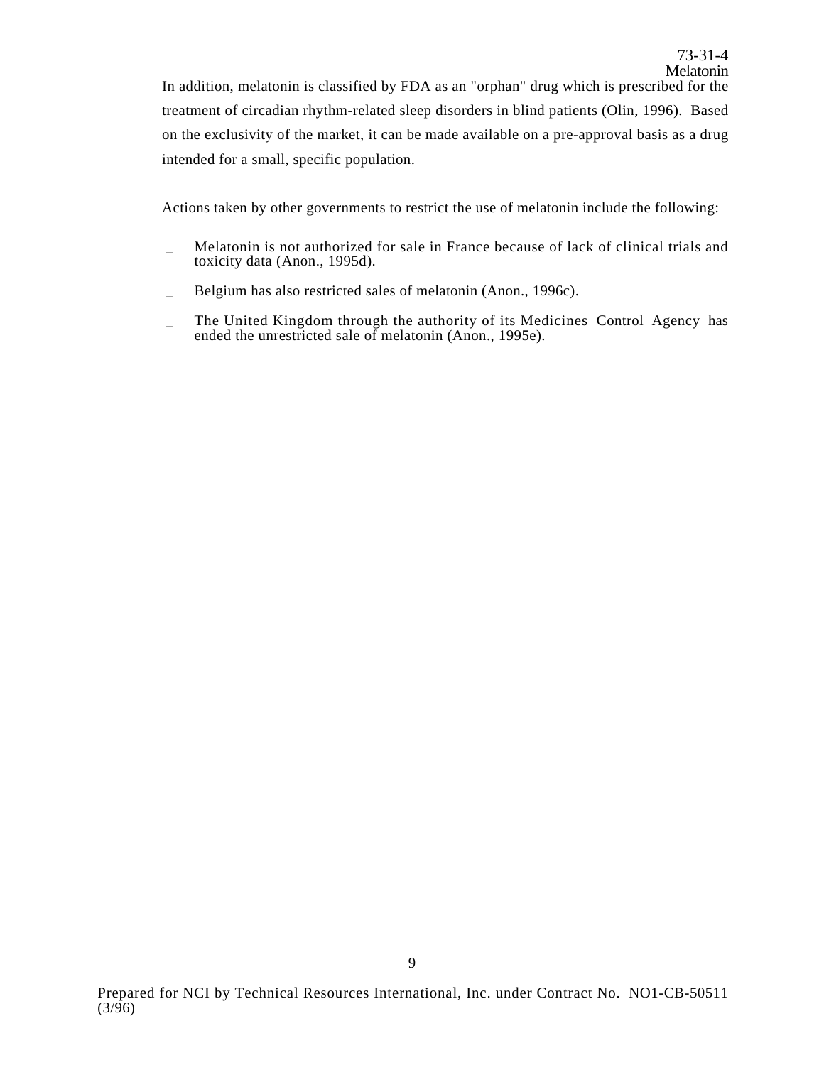In addition, melatonin is classified by FDA as an "orphan" drug which is prescribed for the treatment of circadian rhythm-related sleep disorders in blind patients (Olin, 1996). Based on the exclusivity of the market, it can be made available on a pre-approval basis as a drug intended for a small, specific population.

Actions taken by other governments to restrict the use of melatonin include the following:

- Melatonin is not authorized for sale in France because of lack of clinical trials and toxicity data (Anon., 1995d).
- Belgium has also restricted sales of melatonin (Anon., 1996c).
- The United Kingdom through the authority of its Medicines Control Agency has ended the unrestricted sale of melatonin (Anon., 1995e).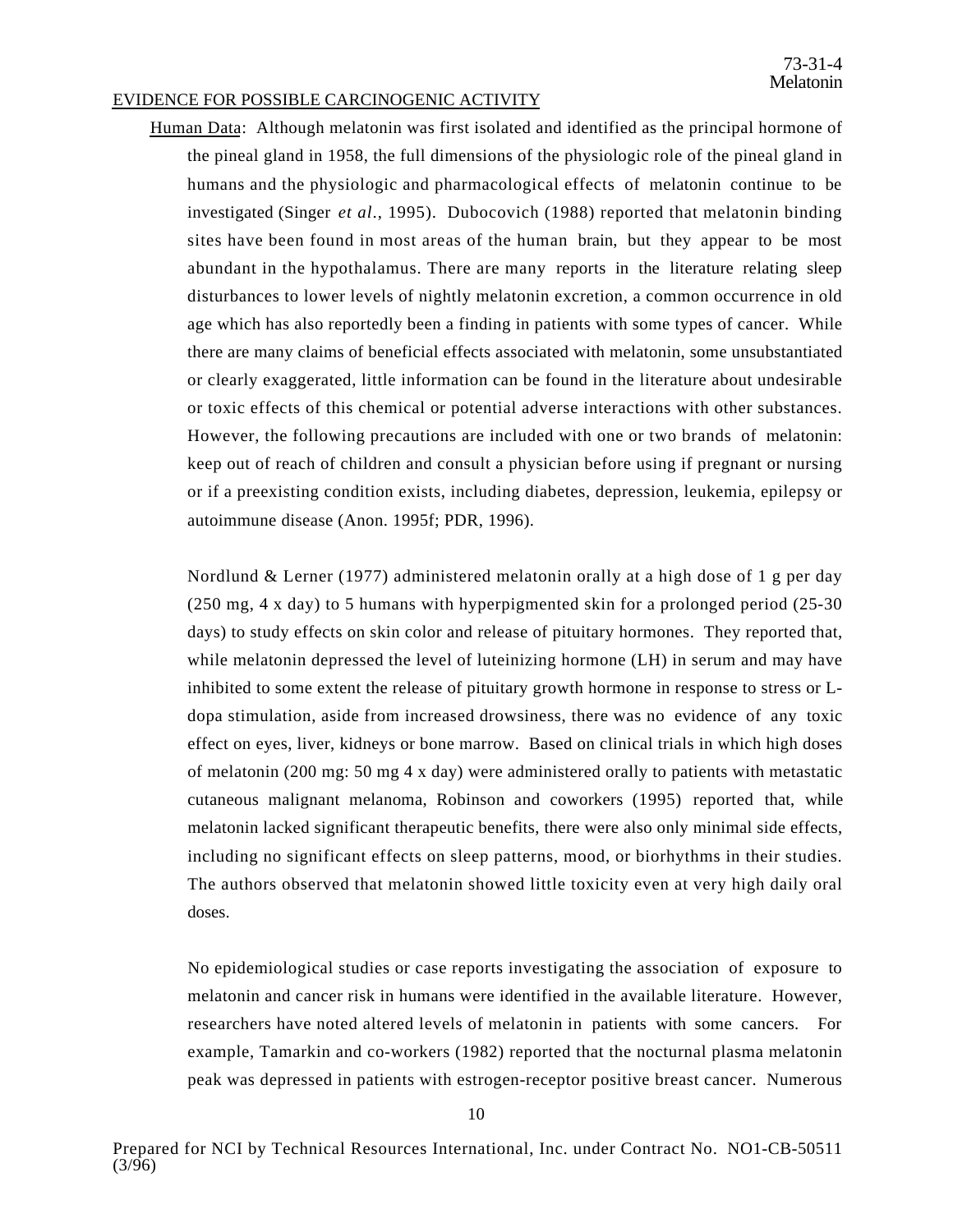## EVIDENCE FOR POSSIBLE CARCINOGENIC ACTIVITY

Human Data: Although melatonin was first isolated and identified as the principal hormone of the pineal gland in 1958, the full dimensions of the physiologic role of the pineal gland in humans and the physiologic and pharmacological effects of melatonin continue to be investigated (Singer *et al.*, 1995). Dubocovich (1988) reported that melatonin binding sites have been found in most areas of the human brain, but they appear to be most abundant in the hypothalamus. There are many reports in the literature relating sleep disturbances to lower levels of nightly melatonin excretion, a common occurrence in old age which has also reportedly been a finding in patients with some types of cancer. While there are many claims of beneficial effects associated with melatonin, some unsubstantiated or clearly exaggerated, little information can be found in the literature about undesirable or toxic effects of this chemical or potential adverse interactions with other substances. However, the following precautions are included with one or two brands of melatonin: keep out of reach of children and consult a physician before using if pregnant or nursing or if a preexisting condition exists, including diabetes, depression, leukemia, epilepsy or autoimmune disease (Anon. 1995f; PDR, 1996).

Nordlund & Lerner (1977) administered melatonin orally at a high dose of 1 g per day (250 mg, 4 x day) to 5 humans with hyperpigmented skin for a prolonged period (25-30 days) to study effects on skin color and release of pituitary hormones. They reported that, while melatonin depressed the level of luteinizing hormone (LH) in serum and may have inhibited to some extent the release of pituitary growth hormone in response to stress or L-dopa stimulation, aside from increased drowsiness, there was no evidence of any toxic effect on eyes, liver, kidneys or bone marrow. Based on clinical trials in which high doses of melatonin (200 mg: 50 mg 4 x day) were administered orally to patients with metastatic cutaneous malignant melanoma, Robinson and coworkers (1995) reported that, while melatonin lacked significant therapeutic benefits, there were also only minimal side effects, including no significant effects on sleep patterns, mood, or biorhythms in their studies. The authors observed that melatonin showed little toxicity even at very high daily oral doses.

No epidemiological studies or case reports investigating the association of exposure to melatonin and cancer risk in humans were identified in the available literature. However, researchers have noted altered levels of melatonin in patients with some cancers. For example, Tamarkin and co-workers (1982) reported that the nocturnal plasma melatonin peak was depressed in patients with estrogen-receptor positive breast cancer. Numerous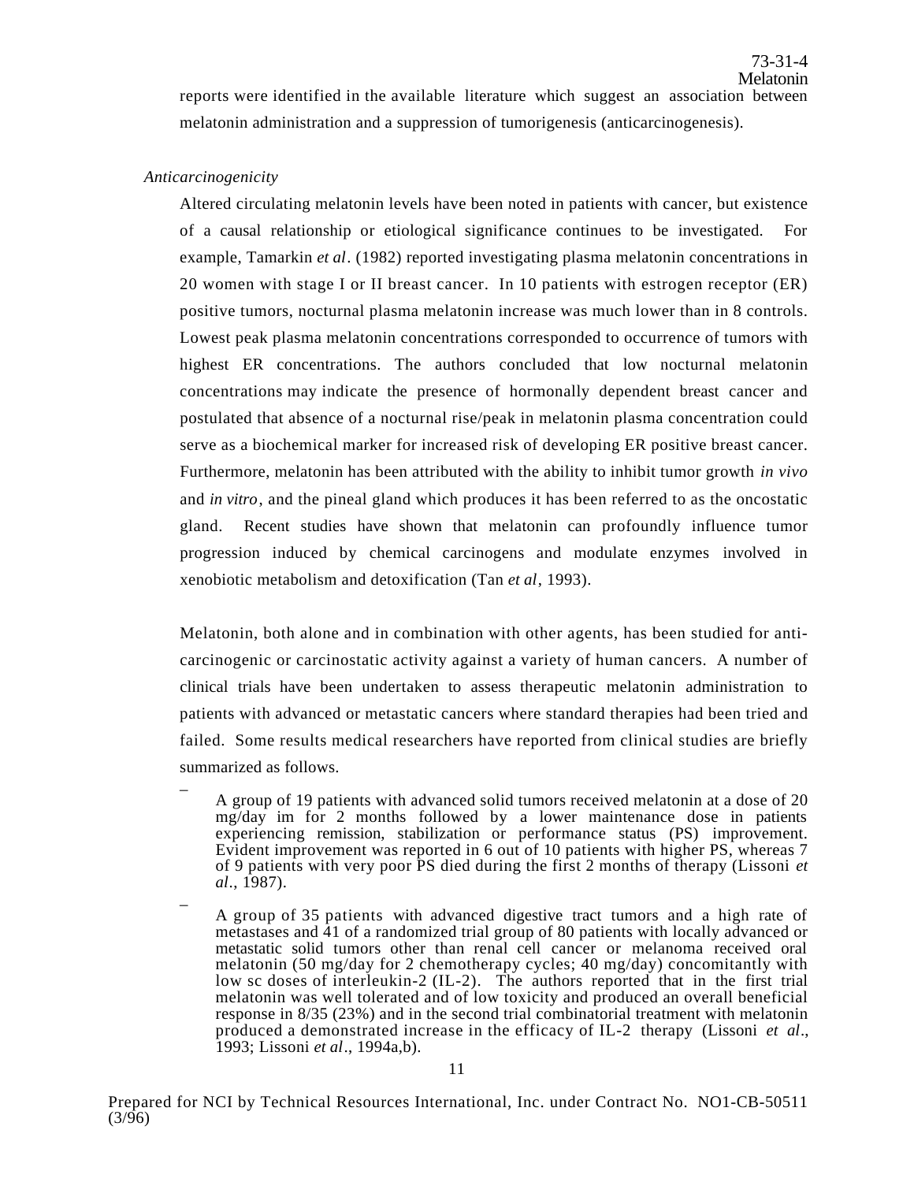reports were identified in the available literature which suggest an association between melatonin administration and a suppression of tumorigenesis (anticarcinogenesis).

*Anticarcinogenicity*

Altered circulating melatonin levels have been noted in patients with cancer, but existence of a causal relationship or etiological significance continues to be investigated. For example, Tamarkin *et al*. (1982) reported investigating plasma melatonin concentrations in 20 women with stage I or II breast cancer. In 10 patients with estrogen receptor (ER) positive tumors, nocturnal plasma melatonin increase was much lower than in 8 controls. Lowest peak plasma melatonin concentrations corresponded to occurrence of tumors with highest ER concentrations. The authors concluded that low nocturnal melatonin concentrations may indicate the presence of hormonally dependent breast cancer and postulated that absence of a nocturnal rise/peak in melatonin plasma concentration could serve as a biochemical marker for increased risk of developing ER positive breast cancer. Furthermore, melatonin has been attributed with the ability to inhibit tumor growth *in vivo* and *in vitro*, and the pineal gland which produces it has been referred to as the oncostatic gland. Recent studies have shown that melatonin can profoundly influence tumor progression induced by chemical carcinogens and modulate enzymes involved in xenobiotic metabolism and detoxification (Tan *et al*, 1993).

Melatonin, both alone and in combination with other agents, has been studied for anti-carcinogenic or carcinostatic activity against a variety of human cancers. A number of clinical trials have been undertaken to assess therapeutic melatonin administration to patients with advanced or metastatic cancers where standard therapies had been tried and failed. Some results medical researchers have reported from clinical studies are briefly summarized as follows.

- A group of 19 patients with advanced solid tumors received melatonin at a dose of 20 mg/day im for 2 months followed by a lower maintenance dose in patients experiencing remission, stabilization or performance status (PS) improvement. Evident improvement was reported in 6 out of 10 patients with higher PS, whereas 7 of 9 patients with very poor PS died during the first 2 months of therapy (Lissoni *et al*., 1987).

- A group of 35 patients with advanced digestive tract tumors and a high rate of metastases and 41 of a randomized trial group of 80 patients with locally advanced or metastatic solid tumors other than renal cell cancer or melanoma received oral melatonin (50 mg/day for 2 chemotherapy cycles; 40 mg/day) concomitantly with low sc doses of interleukin-2 (IL-2). The authors reported that in the first trial melatonin was well tolerated and of low toxicity and produced an overall beneficial response in 8/35 (23%) and in the second trial combinatorial treatment with melatonin produced a demonstrated increase in the efficacy of IL-2 therapy (Lissoni *et al*., 1993; Lissoni *et al*., 1994a,b).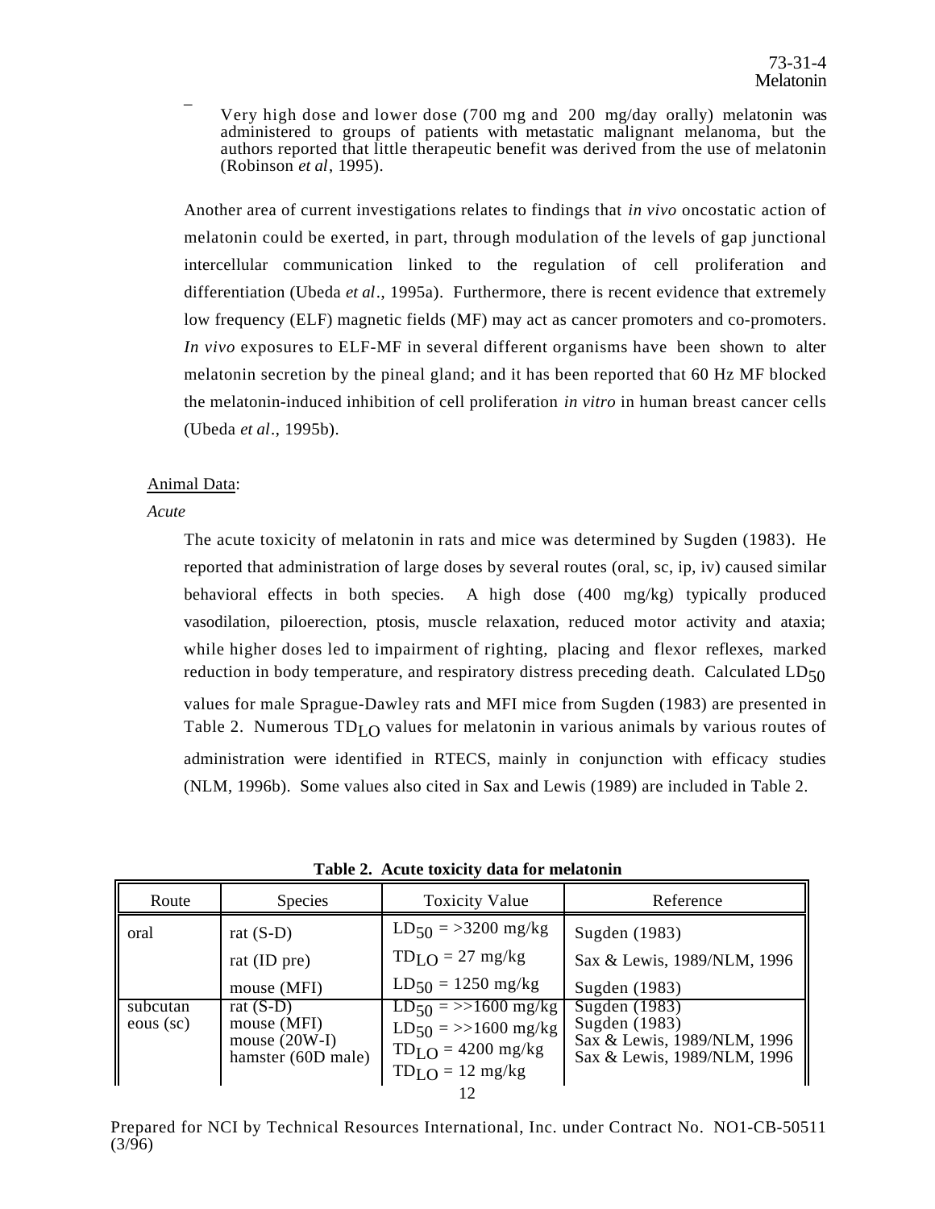- Very high dose and lower dose (700 mg and 200 mg/day orally) melatonin was administered to groups of patients with metastatic malignant melanoma, but the authors reported that little therapeutic benefit was derived from the use of melatonin (Robinson *et al*, 1995).

Another area of current investigations relates to findings that *in vivo* oncostatic action of melatonin could be exerted, in part, through modulation of the levels of gap junctional intercellular communication linked to the regulation of cell proliferation and differentiation (Ubeda *et al*., 1995a). Furthermore, there is recent evidence that extremely low frequency (ELF) magnetic fields (MF) may act as cancer promoters and co-promoters. *In vivo* exposures to ELF-MF in several different organisms have been shown to alter melatonin secretion by the pineal gland; and it has been reported that 60 Hz MF blocked the melatonin-induced inhibition of cell proliferation *in vitro* in human breast cancer cells (Ubeda *et al*., 1995b).

Animal Data:

*Acute*

The acute toxicity of melatonin in rats and mice was determined by Sugden (1983). He reported that administration of large doses by several routes (oral, sc, ip, iv) caused similar behavioral effects in both species. A high dose (400 mg/kg) typically produced vasodilation, piloerection, ptosis, muscle relaxation, reduced motor activity and ataxia; while higher doses led to impairment of righting, placing and flexor reflexes, marked reduction in body temperature, and respiratory distress preceding death. Calculated $LD_{50}$ values for male Sprague-Dawley rats and MFI mice from Sugden (1983) are presented in Table 2. Numerous $TD_{LO}$ values for melatonin in various animals by various routes of administration were identified in RTECS, mainly in conjunction with efficacy studies (NLM, 1996b). Some values also cited in Sax and Lewis (1989) are included in Table 2.

**Table 2. Acute toxicity data for melatonin**

| Route | Species | Toxicity Value | Reference |
|---|---|---|---|
| oral | rat (S-D) | $LD_{50}$ = >3200 mg/kg | Sugden (1983) |
| | rat (ID pre) | $TD_{LO}$ = 27 mg/kg | Sax & Lewis, 1989/NLM, 1996 |
| | mouse (MFI) | $LD_{50}$ = 1250 mg/kg | Sugden (1983) |
| subcutaneous (sc) | rat (S-D) | $LD_{50}$ = >>1600 mg/kg | Sugden (1983) |
| | mouse (MFI) | $LD_{50}$ = >>1600 mg/kg | Sugden (1983) |
| | mouse (20W-I) | $TD_{LO}$ = 4200 mg/kg | Sax & Lewis, 1989/NLM, 1996 |
| | hamster (60D male) | $TD_{LO}$ = 12 mg/kg | Sax & Lewis, 1989/NLM, 1996 |

Prepared for NCI by Technical Resources International, Inc. under Contract No. NO1-CB-50511 (3/96)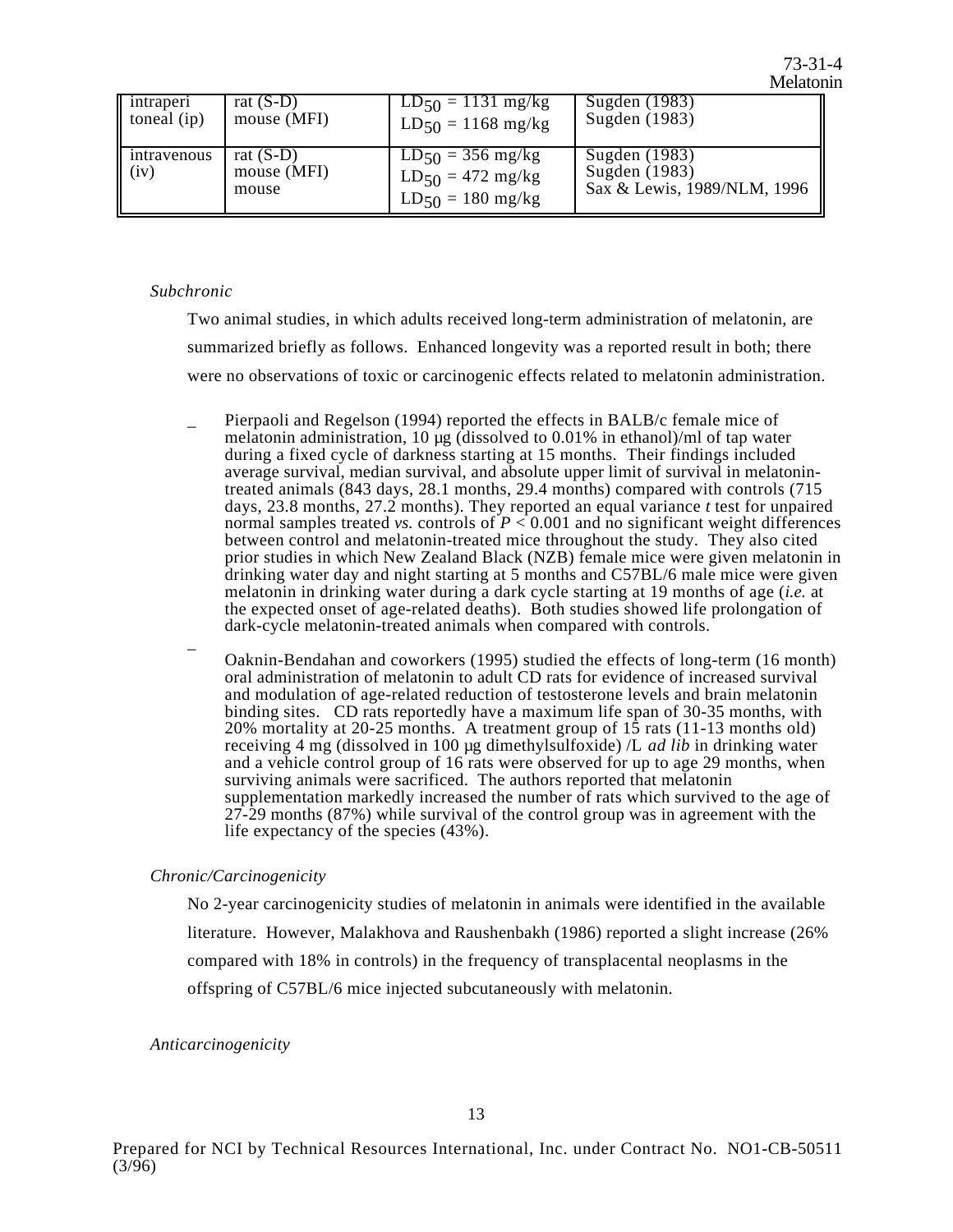| | | | |
|---|---|---|---|
| intraperitoneal (ip) | rat (S-D)<br>mouse (MFI) | $LD_{50}$ = 1131 mg/kg<br>$LD_{50}$ = 1168 mg/kg | Sugden (1983)<br>Sugden (1983) |
| intravenous (iv) | rat (S-D)<br>mouse (MFI)<br>mouse | $LD_{50}$ = 356 mg/kg<br>$LD_{50}$ = 472 mg/kg<br>$LD_{50}$ = 180 mg/kg | Sugden (1983)<br>Sugden (1983)<br>Sax & Lewis, 1989/NLM, 1996 |

*Subchronic*

Two animal studies, in which adults received long-term administration of melatonin, are summarized briefly as follows. Enhanced longevity was a reported result in both; there were no observations of toxic or carcinogenic effects related to melatonin administration.

- Pierpaoli and Regelson (1994) reported the effects in BALB/c female mice of melatonin administration, 10 µg (dissolved to 0.01% in ethanol)/ml of tap water during a fixed cycle of darkness starting at 15 months. Their findings included average survival, median survival, and absolute upper limit of survival in melatonin-treated animals (843 days, 28.1 months, 29.4 months) compared with controls (715 days, 23.8 months, 27.2 months). They reported an equal variance *t* test for unpaired normal samples treated *vs.* controls of $P < 0.001$ and no significant weight differences between control and melatonin-treated mice throughout the study. They also cited prior studies in which New Zealand Black (NZB) female mice were given melatonin in drinking water day and night starting at 5 months and C57BL/6 male mice were given melatonin in drinking water during a dark cycle starting at 19 months of age (*i.e.* at the expected onset of age-related deaths). Both studies showed life prolongation of dark-cycle melatonin-treated animals when compared with controls.

- Oaknin-Bendahan and coworkers (1995) studied the effects of long-term (16 month) oral administration of melatonin to adult CD rats for evidence of increased survival and modulation of age-related reduction of testosterone levels and brain melatonin binding sites. CD rats reportedly have a maximum life span of 30-35 months, with 20% mortality at 20-25 months. A treatment group of 15 rats (11-13 months old) receiving 4 mg (dissolved in 100 µg dimethylsulfoxide) /L *ad lib* in drinking water and a vehicle control group of 16 rats were observed for up to age 29 months, when surviving animals were sacrificed. The authors reported that melatonin supplementation markedly increased the number of rats which survived to the age of 27-29 months (87%) while survival of the control group was in agreement with the life expectancy of the species (43%).

*Chronic/Carcinogenicity*

No 2-year carcinogenicity studies of melatonin in animals were identified in the available literature. However, Malakhova and Raushenbakh (1986) reported a slight increase (26% compared with 18% in controls) in the frequency of transplacental neoplasms in the offspring of C57BL/6 mice injected subcutaneously with melatonin.

*Anticarcinogenicity*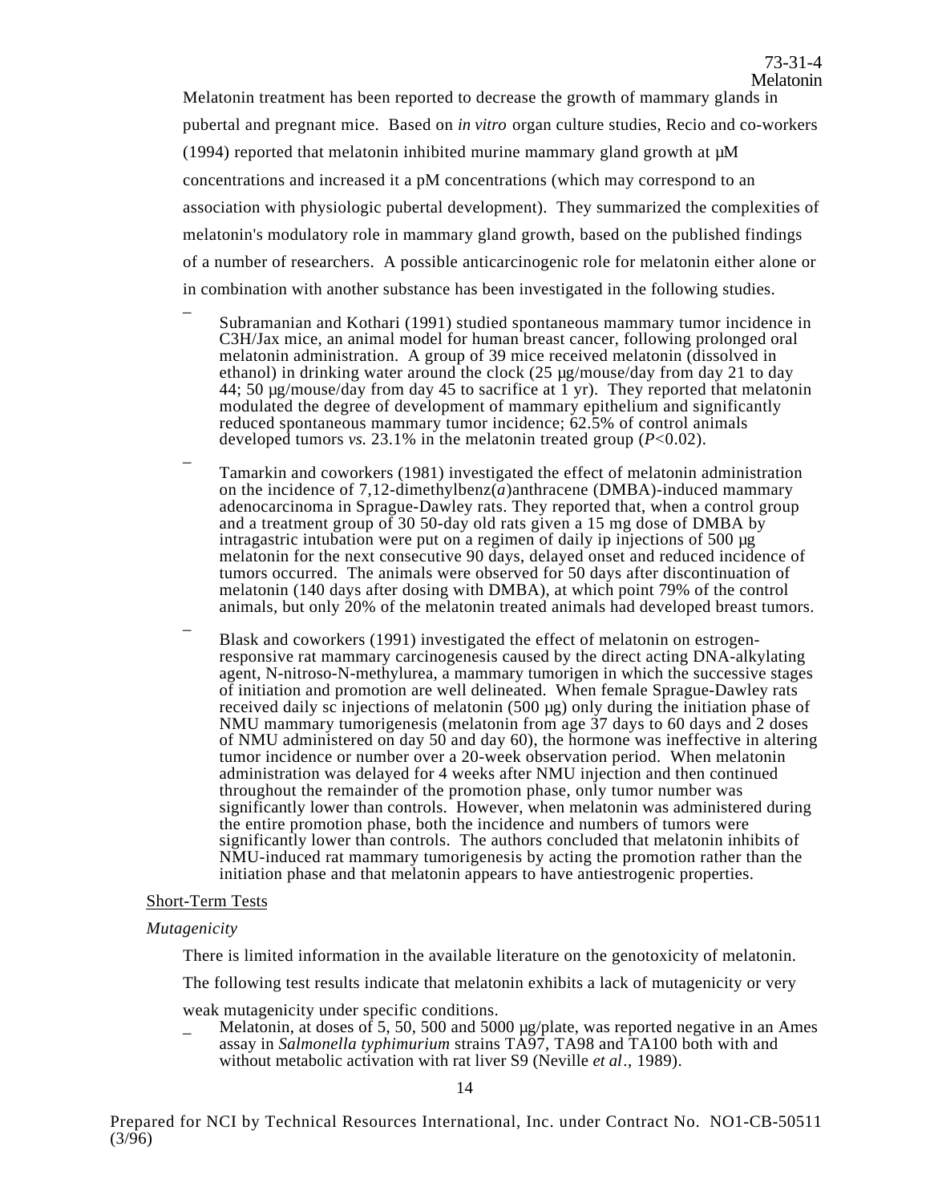Melatonin treatment has been reported to decrease the growth of mammary glands in pubertal and pregnant mice. Based on *in vitro* organ culture studies, Recio and co-workers (1994) reported that melatonin inhibited murine mammary gland growth at µM concentrations and increased it a pM concentrations (which may correspond to an association with physiologic pubertal development). They summarized the complexities of melatonin's modulatory role in mammary gland growth, based on the published findings of a number of researchers. A possible anticarcinogenic role for melatonin either alone or in combination with another substance has been investigated in the following studies.

- Subramanian and Kothari (1991) studied spontaneous mammary tumor incidence in C3H/Jax mice, an animal model for human breast cancer, following prolonged oral melatonin administration. A group of 39 mice received melatonin (dissolved in ethanol) in drinking water around the clock (25 µg/mouse/day from day 21 to day 44; 50 µg/mouse/day from day 45 to sacrifice at 1 yr). They reported that melatonin modulated the degree of development of mammary epithelium and significantly reduced spontaneous mammary tumor incidence; 62.5% of control animals developed tumors *vs.* 23.1% in the melatonin treated group ($P<0.02$).

- Tamarkin and coworkers (1981) investigated the effect of melatonin administration on the incidence of 7,12-dimethylbenz(*a*)anthracene (DMBA)-induced mammary adenocarcinoma in Sprague-Dawley rats. They reported that, when a control group and a treatment group of 30 50-day old rats given a 15 mg dose of DMBA by intragastric intubation were put on a regimen of daily ip injections of 500 µg melatonin for the next consecutive 90 days, delayed onset and reduced incidence of tumors occurred. The animals were observed for 50 days after discontinuation of melatonin (140 days after dosing with DMBA), at which point 79% of the control animals, but only 20% of the melatonin treated animals had developed breast tumors.

- Blask and coworkers (1991) investigated the effect of melatonin on estrogen-responsive rat mammary carcinogenesis caused by the direct acting DNA-alkylating agent, N-nitroso-N-methylurea, a mammary tumorigen in which the successive stages of initiation and promotion are well delineated. When female Sprague-Dawley rats received daily sc injections of melatonin (500 µg) only during the initiation phase of NMU mammary tumorigenesis (melatonin from age 37 days to 60 days and 2 doses of NMU administered on day 50 and day 60), the hormone was ineffective in altering tumor incidence or number over a 20-week observation period. When melatonin administration was delayed for 4 weeks after NMU injection and then continued throughout the remainder of the promotion phase, only tumor number was significantly lower than controls. However, when melatonin was administered during the entire promotion phase, both the incidence and numbers of tumors were significantly lower than controls. The authors concluded that melatonin inhibits of NMU-induced rat mammary tumorigenesis by acting the promotion rather than the initiation phase and that melatonin appears to have antiestrogenic properties.

Short-Term Tests

*Mutagenicity*

There is limited information in the available literature on the genotoxicity of melatonin. The following test results indicate that melatonin exhibits a lack of mutagenicity or very weak mutagenicity under specific conditions.

- Melatonin, at doses of 5, 50, 500 and 5000 µg/plate, was reported negative in an Ames assay in *Salmonella typhimurium* strains TA97, TA98 and TA100 both with and without metabolic activation with rat liver S9 (Neville *et al*., 1989).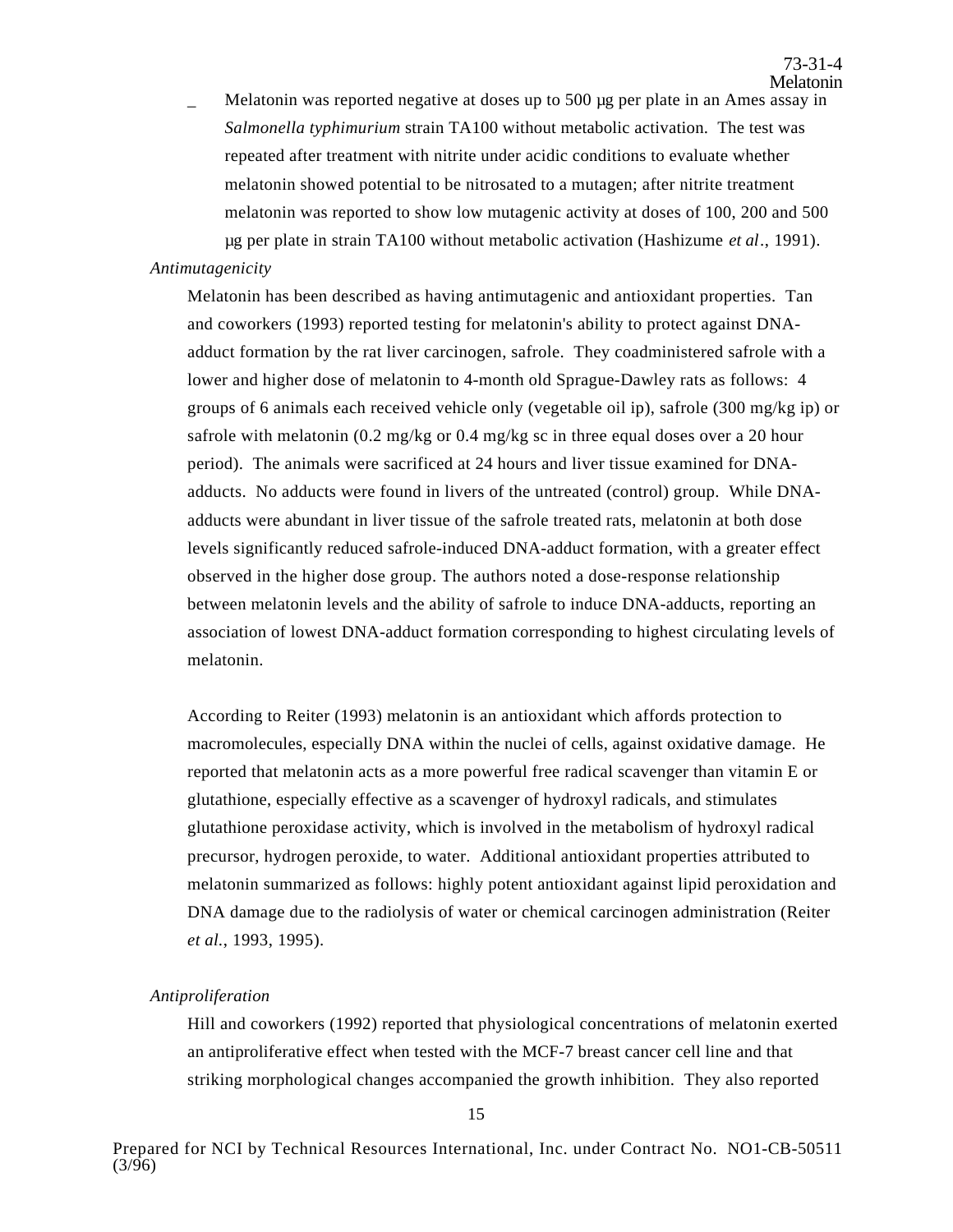- Melatonin was reported negative at doses up to 500 µg per plate in an Ames assay in *Salmonella typhimurium* strain TA100 without metabolic activation. The test was repeated after treatment with nitrite under acidic conditions to evaluate whether melatonin showed potential to be nitrosated to a mutagen; after nitrite treatment melatonin was reported to show low mutagenic activity at doses of 100, 200 and 500 µg per plate in strain TA100 without metabolic activation (Hashizume *et al*., 1991).

*Antimutagenicity*

Melatonin has been described as having antimutagenic and antioxidant properties. Tan and coworkers (1993) reported testing for melatonin's ability to protect against DNA-adduct formation by the rat liver carcinogen, safrole. They coadministered safrole with a lower and higher dose of melatonin to 4-month old Sprague-Dawley rats as follows: 4 groups of 6 animals each received vehicle only (vegetable oil ip), safrole (300 mg/kg ip) or safrole with melatonin (0.2 mg/kg or 0.4 mg/kg sc in three equal doses over a 20 hour period). The animals were sacrificed at 24 hours and liver tissue examined for DNA-adducts. No adducts were found in livers of the untreated (control) group. While DNA-adducts were abundant in liver tissue of the safrole treated rats, melatonin at both dose levels significantly reduced safrole-induced DNA-adduct formation, with a greater effect observed in the higher dose group. The authors noted a dose-response relationship between melatonin levels and the ability of safrole to induce DNA-adducts, reporting an association of lowest DNA-adduct formation corresponding to highest circulating levels of melatonin.

According to Reiter (1993) melatonin is an antioxidant which affords protection to macromolecules, especially DNA within the nuclei of cells, against oxidative damage. He reported that melatonin acts as a more powerful free radical scavenger than vitamin E or glutathione, especially effective as a scavenger of hydroxyl radicals, and stimulates glutathione peroxidase activity, which is involved in the metabolism of hydroxyl radical precursor, hydrogen peroxide, to water. Additional antioxidant properties attributed to melatonin summarized as follows: highly potent antioxidant against lipid peroxidation and DNA damage due to the radiolysis of water or chemical carcinogen administration (Reiter *et al.*, 1993, 1995).

*Antiproliferation*

Hill and coworkers (1992) reported that physiological concentrations of melatonin exerted an antiproliferative effect when tested with the MCF-7 breast cancer cell line and that striking morphological changes accompanied the growth inhibition. They also reported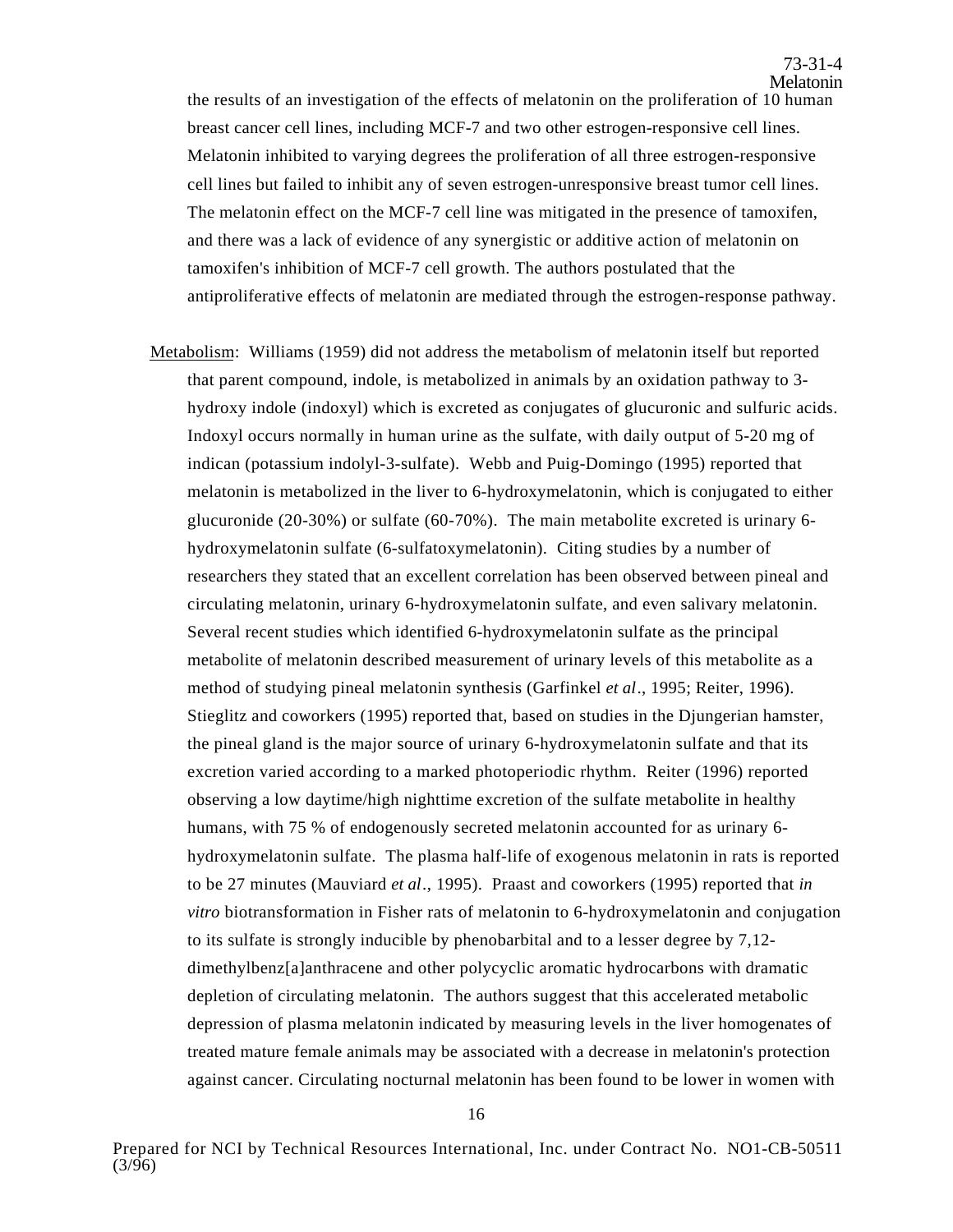the results of an investigation of the effects of melatonin on the proliferation of 10 human breast cancer cell lines, including MCF-7 and two other estrogen-responsive cell lines. Melatonin inhibited to varying degrees the proliferation of all three estrogen-responsive cell lines but failed to inhibit any of seven estrogen-unresponsive breast tumor cell lines. The melatonin effect on the MCF-7 cell line was mitigated in the presence of tamoxifen, and there was a lack of evidence of any synergistic or additive action of melatonin on tamoxifen's inhibition of MCF-7 cell growth. The authors postulated that the antiproliferative effects of melatonin are mediated through the estrogen-response pathway.

Metabolism: Williams (1959) did not address the metabolism of melatonin itself but reported that parent compound, indole, is metabolized in animals by an oxidation pathway to 3-hydroxy indole (indoxyl) which is excreted as conjugates of glucuronic and sulfuric acids. Indoxyl occurs normally in human urine as the sulfate, with daily output of 5-20 mg of indican (potassium indolyl-3-sulfate). Webb and Puig-Domingo (1995) reported that melatonin is metabolized in the liver to 6-hydroxymelatonin, which is conjugated to either glucuronide (20-30%) or sulfate (60-70%). The main metabolite excreted is urinary 6-hydroxymelatonin sulfate (6-sulfatoxymelatonin). Citing studies by a number of researchers they stated that an excellent correlation has been observed between pineal and circulating melatonin, urinary 6-hydroxymelatonin sulfate, and even salivary melatonin. Several recent studies which identified 6-hydroxymelatonin sulfate as the principal metabolite of melatonin described measurement of urinary levels of this metabolite as a method of studying pineal melatonin synthesis (Garfinkel *et al*., 1995; Reiter, 1996). Stieglitz and coworkers (1995) reported that, based on studies in the Djungerian hamster, the pineal gland is the major source of urinary 6-hydroxymelatonin sulfate and that its excretion varied according to a marked photoperiodic rhythm. Reiter (1996) reported observing a low daytime/high nighttime excretion of the sulfate metabolite in healthy humans, with 75 % of endogenously secreted melatonin accounted for as urinary 6-hydroxymelatonin sulfate. The plasma half-life of exogenous melatonin in rats is reported to be 27 minutes (Mauviard *et al*., 1995). Praast and coworkers (1995) reported that *in vitro* biotransformation in Fisher rats of melatonin to 6-hydroxymelatonin and conjugation to its sulfate is strongly inducible by phenobarbital and to a lesser degree by 7,12-dimethylbenz[a]anthracene and other polycyclic aromatic hydrocarbons with dramatic depletion of circulating melatonin. The authors suggest that this accelerated metabolic depression of plasma melatonin indicated by measuring levels in the liver homogenates of treated mature female animals may be associated with a decrease in melatonin's protection against cancer. Circulating nocturnal melatonin has been found to be lower in women with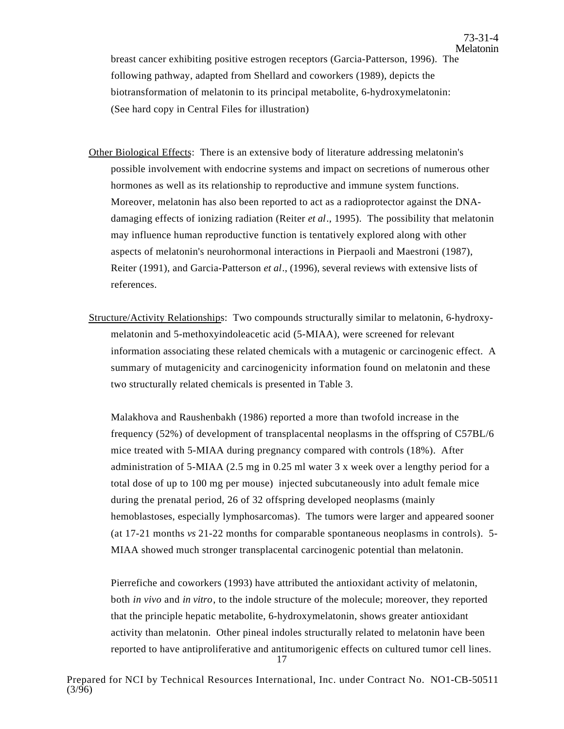breast cancer exhibiting positive estrogen receptors (Garcia-Patterson, 1996). The following pathway, adapted from Shellard and coworkers (1989), depicts the biotransformation of melatonin to its principal metabolite, 6-hydroxymelatonin: (See hard copy in Central Files for illustration)

Other Biological Effects: There is an extensive body of literature addressing melatonin's possible involvement with endocrine systems and impact on secretions of numerous other hormones as well as its relationship to reproductive and immune system functions. Moreover, melatonin has also been reported to act as a radioprotector against the DNA-damaging effects of ionizing radiation (Reiter *et al*., 1995). The possibility that melatonin may influence human reproductive function is tentatively explored along with other aspects of melatonin's neurohormonal interactions in Pierpaoli and Maestroni (1987), Reiter (1991), and Garcia-Patterson *et al*., (1996), several reviews with extensive lists of references.

Structure/Activity Relationships: Two compounds structurally similar to melatonin, 6-hydroxy-melatonin and 5-methoxyindoleacetic acid (5-MIAA), were screened for relevant information associating these related chemicals with a mutagenic or carcinogenic effect. A summary of mutagenicity and carcinogenicity information found on melatonin and these two structurally related chemicals is presented in Table 3.

Malakhova and Raushenbakh (1986) reported a more than twofold increase in the frequency (52%) of development of transplacental neoplasms in the offspring of C57BL/6 mice treated with 5-MIAA during pregnancy compared with controls (18%). After administration of 5-MIAA (2.5 mg in 0.25 ml water 3 x week over a lengthy period for a total dose of up to 100 mg per mouse) injected subcutaneously into adult female mice during the prenatal period, 26 of 32 offspring developed neoplasms (mainly hemoblastoses, especially lymphosarcomas). The tumors were larger and appeared sooner (at 17-21 months *vs* 21-22 months for comparable spontaneous neoplasms in controls). 5-MIAA showed much stronger transplacental carcinogenic potential than melatonin.

Pierrefiche and coworkers (1993) have attributed the antioxidant activity of melatonin, both *in vivo* and *in vitro*, to the indole structure of the molecule; moreover, they reported that the principle hepatic metabolite, 6-hydroxymelatonin, shows greater antioxidant activity than melatonin. Other pineal indoles structurally related to melatonin have been reported to have antiproliferative and antitumorigenic effects on cultured tumor cell lines.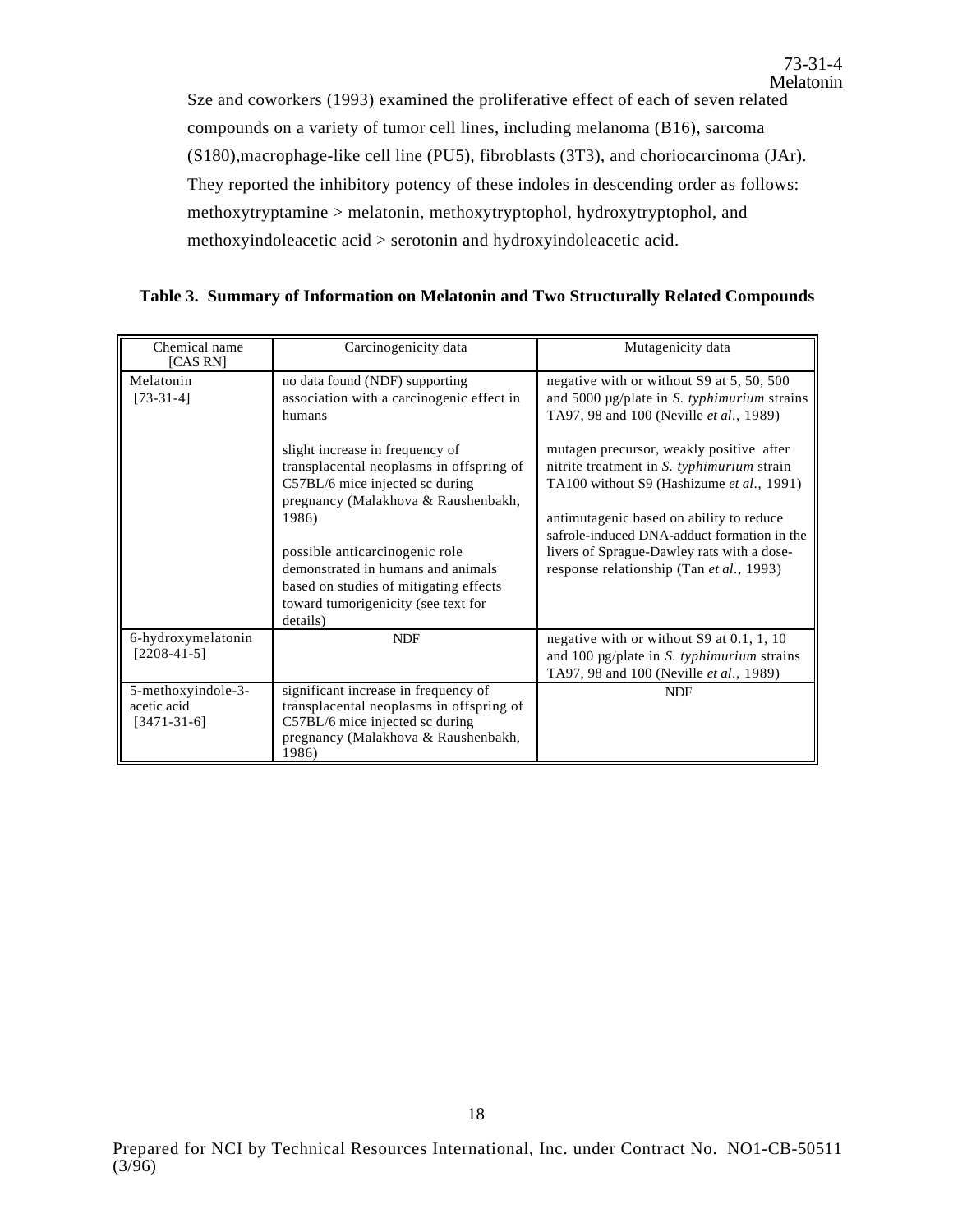Sze and coworkers (1993) examined the proliferative effect of each of seven related compounds on a variety of tumor cell lines, including melanoma (B16), sarcoma (S180),macrophage-like cell line (PU5), fibroblasts (3T3), and choriocarcinoma (JAr). They reported the inhibitory potency of these indoles in descending order as follows: methoxytryptamine > melatonin, methoxytryptophol, hydroxytryptophol, and methoxyindoleacetic acid > serotonin and hydroxyindoleacetic acid.

**Table 3. Summary of Information on Melatonin and Two Structurally Related Compounds**

| Chemical name [CAS RN] | Carcinogenicity data | Mutagenicity data |
|---|---|---|
| Melatonin [73-31-4] | no data found (NDF) supporting association with a carcinogenic effect in humans<br><br>slight increase in frequency of transplacental neoplasms in offspring of C57BL/6 mice injected sc during pregnancy (Malakhova & Raushenbakh, 1986)<br><br>possible anticarcinogenic role demonstrated in humans and animals based on studies of mitigating effects toward tumorigenicity (see text for details) | negative with or without S9 at 5, 50, 500 and 5000 µg/plate in *S. typhimurium* strains TA97, 98 and 100 (Neville *et al*., 1989)<br><br>mutagen precursor, weakly positive after nitrite treatment in *S. typhimurium* strain TA100 without S9 (Hashizume *et al*., 1991)<br><br>antimutagenic based on ability to reduce safrole-induced DNA-adduct formation in the livers of Sprague-Dawley rats with a dose-response relationship (Tan *et al*., 1993) |
| 6-hydroxymelatonin [2208-41-5] | NDF | negative with or without S9 at 0.1, 1, 10 and 100 µg/plate in *S. typhimurium* strains TA97, 98 and 100 (Neville *et al*., 1989) |
| 5-methoxyindole-3-acetic acid [3471-31-6] | significant increase in frequency of transplacental neoplasms in offspring of C57BL/6 mice injected sc during pregnancy (Malakhova & Raushenbakh, 1986) | NDF |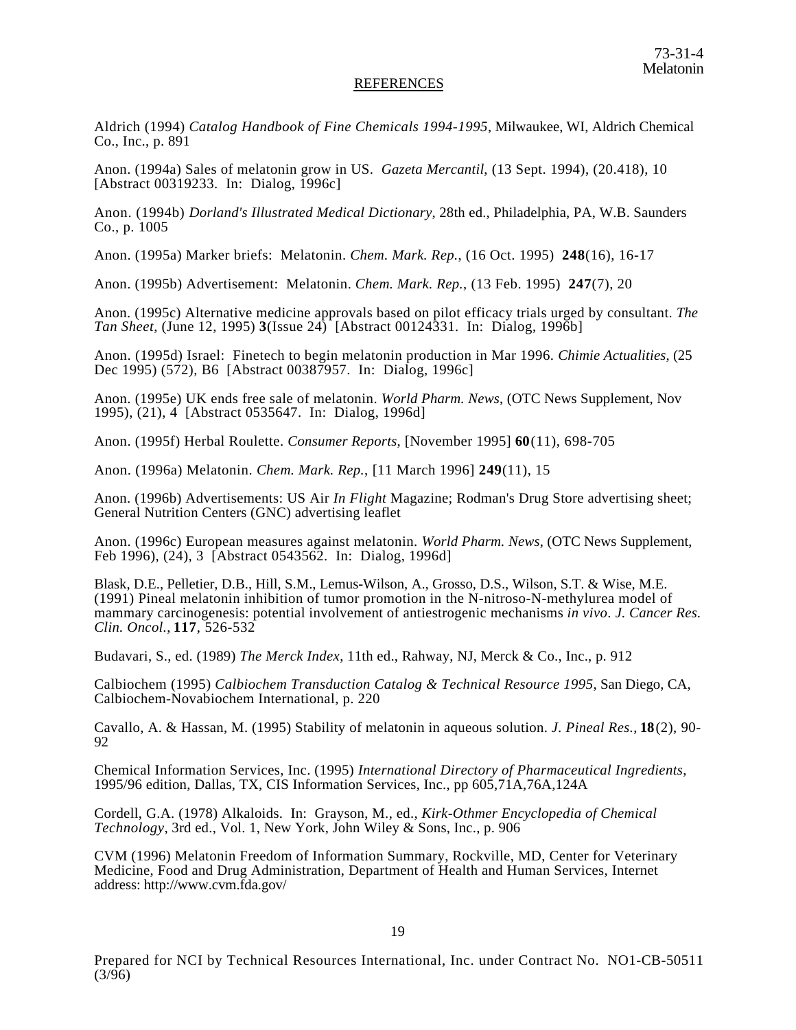## REFERENCES

Aldrich (1994) *Catalog Handbook of Fine Chemicals 1994-1995*, Milwaukee, WI, Aldrich Chemical Co., Inc., p. 891

Anon. (1994a) Sales of melatonin grow in US. *Gazeta Mercantil*, (13 Sept. 1994), (20.418), 10 [Abstract 00319233. In: Dialog, 1996c]

Anon. (1994b) *Dorland's Illustrated Medical Dictionary*, 28th ed., Philadelphia, PA, W.B. Saunders Co., p. 1005

Anon. (1995a) Marker briefs: Melatonin. *Chem. Mark. Rep.*, (16 Oct. 1995) **248**(16), 16-17

Anon. (1995b) Advertisement: Melatonin. *Chem. Mark. Rep.*, (13 Feb. 1995) **247**(7), 20

Anon. (1995c) Alternative medicine approvals based on pilot efficacy trials urged by consultant. *The Tan Sheet*, (June 12, 1995) **3**(Issue 24) [Abstract 00124331. In: Dialog, 1996b]

Anon. (1995d) Israel: Finetech to begin melatonin production in Mar 1996. *Chimie Actualities*, (25 Dec 1995) (572), B6 [Abstract 00387957. In: Dialog, 1996c]

Anon. (1995e) UK ends free sale of melatonin. *World Pharm. News*, (OTC News Supplement, Nov 1995), (21), 4 [Abstract 0535647. In: Dialog, 1996d]

Anon. (1995f) Herbal Roulette. *Consumer Reports*, [November 1995] **60**(11), 698-705

Anon. (1996a) Melatonin. *Chem. Mark. Rep.*, [11 March 1996] **249**(11), 15

Anon. (1996b) Advertisements: US Air *In Flight* Magazine; Rodman's Drug Store advertising sheet; General Nutrition Centers (GNC) advertising leaflet

Anon. (1996c) European measures against melatonin. *World Pharm. News*, (OTC News Supplement, Feb 1996), (24), 3 [Abstract 0543562. In: Dialog, 1996d]

Blask, D.E., Pelletier, D.B., Hill, S.M., Lemus-Wilson, A., Grosso, D.S., Wilson, S.T. & Wise, M.E. (1991) Pineal melatonin inhibition of tumor promotion in the N-nitroso-N-methylurea model of mammary carcinogenesis: potential involvement of antiestrogenic mechanisms *in vivo*. *J. Cancer Res. Clin. Oncol.*, **117**, 526-532

Budavari, S., ed. (1989) *The Merck Index*, 11th ed., Rahway, NJ, Merck & Co., Inc., p. 912

Calbiochem (1995) *Calbiochem Transduction Catalog & Technical Resource 1995*, San Diego, CA, Calbiochem-Novabiochem International, p. 220

Cavallo, A. & Hassan, M. (1995) Stability of melatonin in aqueous solution. *J. Pineal Res.*, **18**(2), 90-92

Chemical Information Services, Inc. (1995) *International Directory of Pharmaceutical Ingredients*, 1995/96 edition, Dallas, TX, CIS Information Services, Inc., pp 605,71A,76A,124A

Cordell, G.A. (1978) Alkaloids. In: Grayson, M., ed., *Kirk-Othmer Encyclopedia of Chemical Technology*, 3rd ed., Vol. 1, New York, John Wiley & Sons, Inc., p. 906

CVM (1996) Melatonin Freedom of Information Summary, Rockville, MD, Center for Veterinary Medicine, Food and Drug Administration, Department of Health and Human Services, Internet address: http://www.cvm.fda.gov/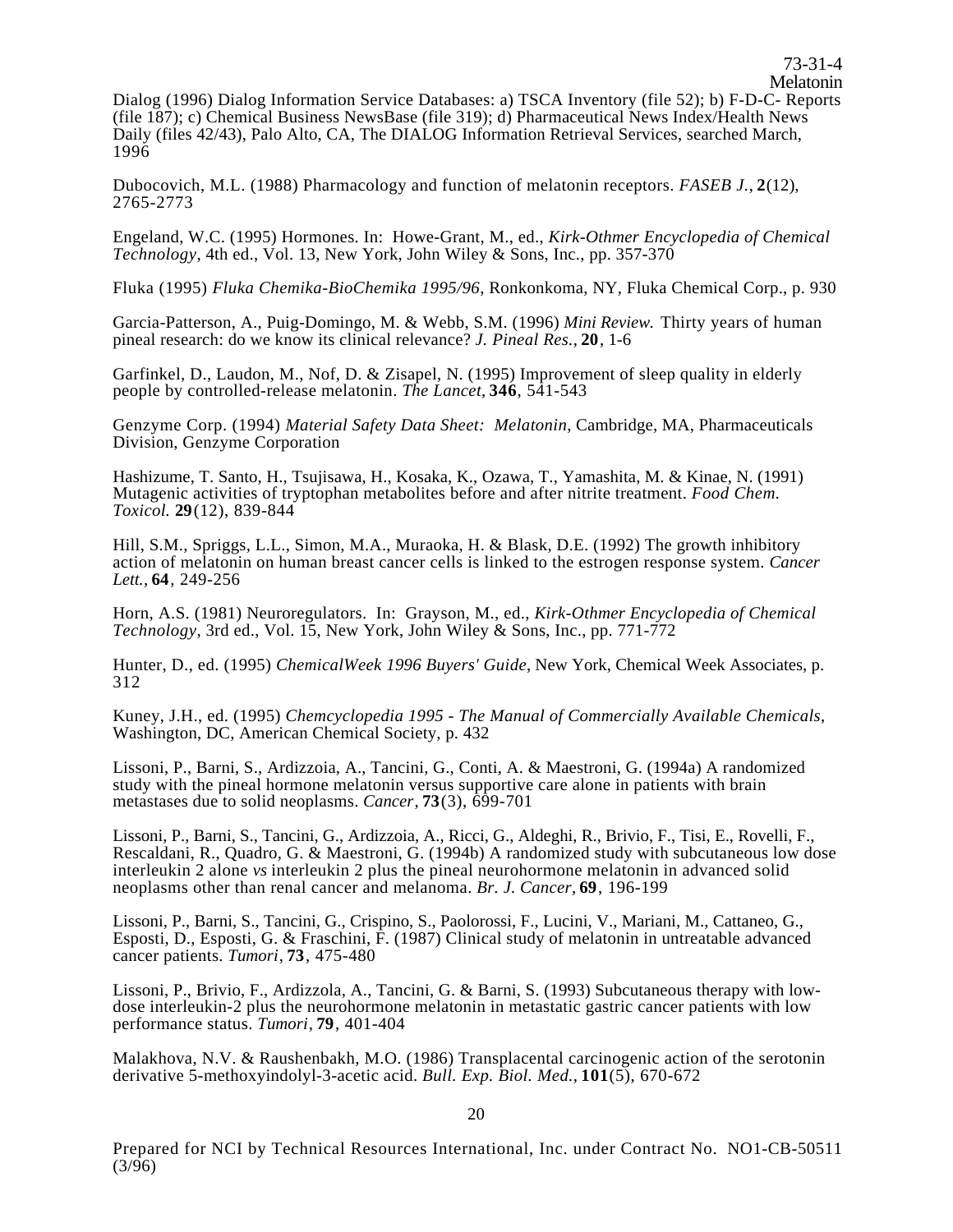Dialog (1996) Dialog Information Service Databases: a) TSCA Inventory (file 52); b) F-D-C- Reports (file 187); c) Chemical Business NewsBase (file 319); d) Pharmaceutical News Index/Health News Daily (files 42/43), Palo Alto, CA, The DIALOG Information Retrieval Services, searched March, 1996

Dubocovich, M.L. (1988) Pharmacology and function of melatonin receptors. *FASEB J.*, **2**(12), 2765-2773

Engeland, W.C. (1995) Hormones. In: Howe-Grant, M., ed., *Kirk-Othmer Encyclopedia of Chemical Technology*, 4th ed., Vol. 13, New York, John Wiley & Sons, Inc., pp. 357-370

Fluka (1995) *Fluka Chemika-BioChemika 1995/96*, Ronkonkoma, NY, Fluka Chemical Corp., p. 930

Garcia-Patterson, A., Puig-Domingo, M. & Webb, S.M. (1996) *Mini Review.* Thirty years of human pineal research: do we know its clinical relevance? *J. Pineal Res.*, **20**, 1-6

Garfinkel, D., Laudon, M., Nof, D. & Zisapel, N. (1995) Improvement of sleep quality in elderly people by controlled-release melatonin. *The Lancet*, **346**, 541-543

Genzyme Corp. (1994) *Material Safety Data Sheet: Melatonin*, Cambridge, MA, Pharmaceuticals Division, Genzyme Corporation

Hashizume, T. Santo, H., Tsujisawa, H., Kosaka, K., Ozawa, T., Yamashita, M. & Kinae, N. (1991) Mutagenic activities of tryptophan metabolites before and after nitrite treatment. *Food Chem. Toxicol.* **29**(12), 839-844

Hill, S.M., Spriggs, L.L., Simon, M.A., Muraoka, H. & Blask, D.E. (1992) The growth inhibitory action of melatonin on human breast cancer cells is linked to the estrogen response system. *Cancer Lett.*, **64**, 249-256

Horn, A.S. (1981) Neuroregulators. In: Grayson, M., ed., *Kirk-Othmer Encyclopedia of Chemical Technology*, 3rd ed., Vol. 15, New York, John Wiley & Sons, Inc., pp. 771-772

Hunter, D., ed. (1995) *ChemicalWeek 1996 Buyers' Guide*, New York, Chemical Week Associates, p. 312

Kuney, J.H., ed. (1995) *Chemcyclopedia 1995 - The Manual of Commercially Available Chemicals*, Washington, DC, American Chemical Society, p. 432

Lissoni, P., Barni, S., Ardizzoia, A., Tancini, G., Conti, A. & Maestroni, G. (1994a) A randomized study with the pineal hormone melatonin versus supportive care alone in patients with brain metastases due to solid neoplasms. *Cancer*, **73**(3), 699-701

Lissoni, P., Barni, S., Tancini, G., Ardizzoia, A., Ricci, G., Aldeghi, R., Brivio, F., Tisi, E., Rovelli, F., Rescaldani, R., Quadro, G. & Maestroni, G. (1994b) A randomized study with subcutaneous low dose interleukin 2 alone *vs* interleukin 2 plus the pineal neurohormone melatonin in advanced solid neoplasms other than renal cancer and melanoma. *Br. J. Cancer*, **69**, 196-199

Lissoni, P., Barni, S., Tancini, G., Crispino, S., Paolorossi, F., Lucini, V., Mariani, M., Cattaneo, G., Esposti, D., Esposti, G. & Fraschini, F. (1987) Clinical study of melatonin in untreatable advanced cancer patients. *Tumori*, **73**, 475-480

Lissoni, P., Brivio, F., Ardizzola, A., Tancini, G. & Barni, S. (1993) Subcutaneous therapy with low-dose interleukin-2 plus the neurohormone melatonin in metastatic gastric cancer patients with low performance status. *Tumori*, **79**, 401-404

Malakhova, N.V. & Raushenbakh, M.O. (1986) Transplacental carcinogenic action of the serotonin derivative 5-methoxyindolyl-3-acetic acid. *Bull. Exp. Biol. Med.*, **101**(5), 670-672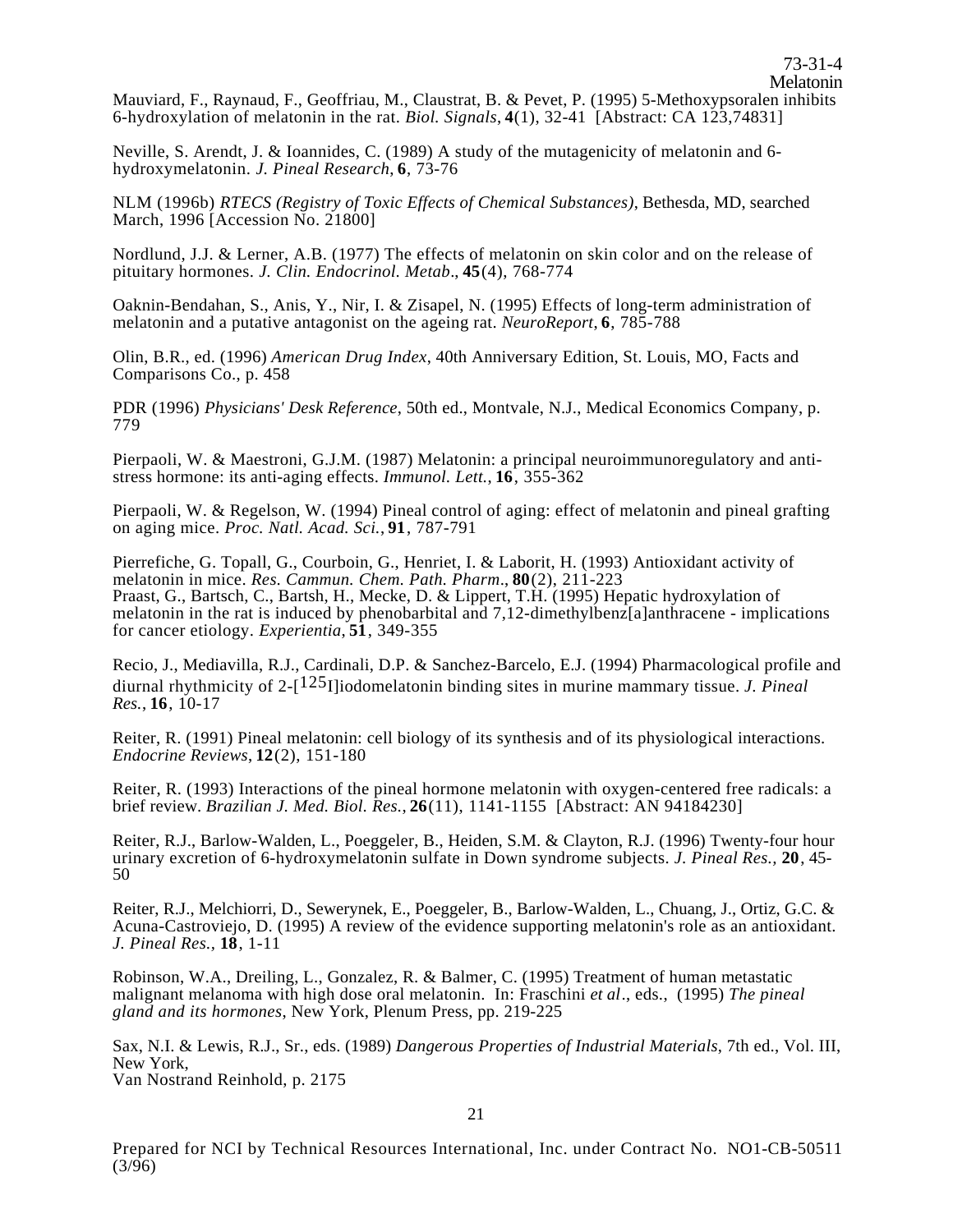Mauviard, F., Raynaud, F., Geoffriau, M., Claustrat, B. & Pevet, P. (1995) 5-Methoxypsoralen inhibits 6-hydroxylation of melatonin in the rat. *Biol. Signals*, **4**(1), 32-41 [Abstract: CA 123,74831]

Neville, S. Arendt, J. & Ioannides, C. (1989) A study of the mutagenicity of melatonin and 6-hydroxymelatonin. *J. Pineal Research*, **6**, 73-76

NLM (1996b) *RTECS (Registry of Toxic Effects of Chemical Substances)*, Bethesda, MD, searched March, 1996 [Accession No. 21800]

Nordlund, J.J. & Lerner, A.B. (1977) The effects of melatonin on skin color and on the release of pituitary hormones. *J. Clin. Endocrinol. Metab*., **45**(4), 768-774

Oaknin-Bendahan, S., Anis, Y., Nir, I. & Zisapel, N. (1995) Effects of long-term administration of melatonin and a putative antagonist on the ageing rat. *NeuroReport*, **6**, 785-788

Olin, B.R., ed. (1996) *American Drug Index*, 40th Anniversary Edition, St. Louis, MO, Facts and Comparisons Co., p. 458

PDR (1996) *Physicians' Desk Reference*, 50th ed., Montvale, N.J., Medical Economics Company, p. 779

Pierpaoli, W. & Maestroni, G.J.M. (1987) Melatonin: a principal neuroimmunoregulatory and anti-stress hormone: its anti-aging effects. *Immunol. Lett.*, **16**, 355-362

Pierpaoli, W. & Regelson, W. (1994) Pineal control of aging: effect of melatonin and pineal grafting on aging mice. *Proc. Natl. Acad. Sci.*, **91**, 787-791

Pierrefiche, G. Topall, G., Courboin, G., Henriet, I. & Laborit, H. (1993) Antioxidant activity of melatonin in mice. *Res. Cammun. Chem. Path. Pharm*., **80**(2), 211-223

Praast, G., Bartsch, C., Bartsh, H., Mecke, D. & Lippert, T.H. (1995) Hepatic hydroxylation of melatonin in the rat is induced by phenobarbital and 7,12-dimethylbenz[a]anthracene - implications for cancer etiology. *Experientia*, **51**, 349-355

Recio, J., Mediavilla, R.J., Cardinali, D.P. & Sanchez-Barcelo, E.J. (1994) Pharmacological profile and diurnal rhythmicity of 2-[$^{125}$I]iodomelatonin binding sites in murine mammary tissue. *J. Pineal Res.*, **16**, 10-17

Reiter, R. (1991) Pineal melatonin: cell biology of its synthesis and of its physiological interactions. *Endocrine Reviews*, **12**(2), 151-180

Reiter, R. (1993) Interactions of the pineal hormone melatonin with oxygen-centered free radicals: a brief review. *Brazilian J. Med. Biol. Res.*, **26**(11), 1141-1155 [Abstract: AN 94184230]

Reiter, R.J., Barlow-Walden, L., Poeggeler, B., Heiden, S.M. & Clayton, R.J. (1996) Twenty-four hour urinary excretion of 6-hydroxymelatonin sulfate in Down syndrome subjects. *J. Pineal Res.*, **20**, 45-50

Reiter, R.J., Melchiorri, D., Sewerynek, E., Poeggeler, B., Barlow-Walden, L., Chuang, J., Ortiz, G.C. & Acuna-Castroviejo, D. (1995) A review of the evidence supporting melatonin's role as an antioxidant. *J. Pineal Res.*, **18**, 1-11

Robinson, W.A., Dreiling, L., Gonzalez, R. & Balmer, C. (1995) Treatment of human metastatic malignant melanoma with high dose oral melatonin. In: Fraschini *et al*., eds., (1995) *The pineal gland and its hormones*, New York, Plenum Press, pp. 219-225

Sax, N.I. & Lewis, R.J., Sr., eds. (1989) *Dangerous Properties of Industrial Materials*, 7th ed., Vol. III, New York,
Van Nostrand Reinhold, p. 2175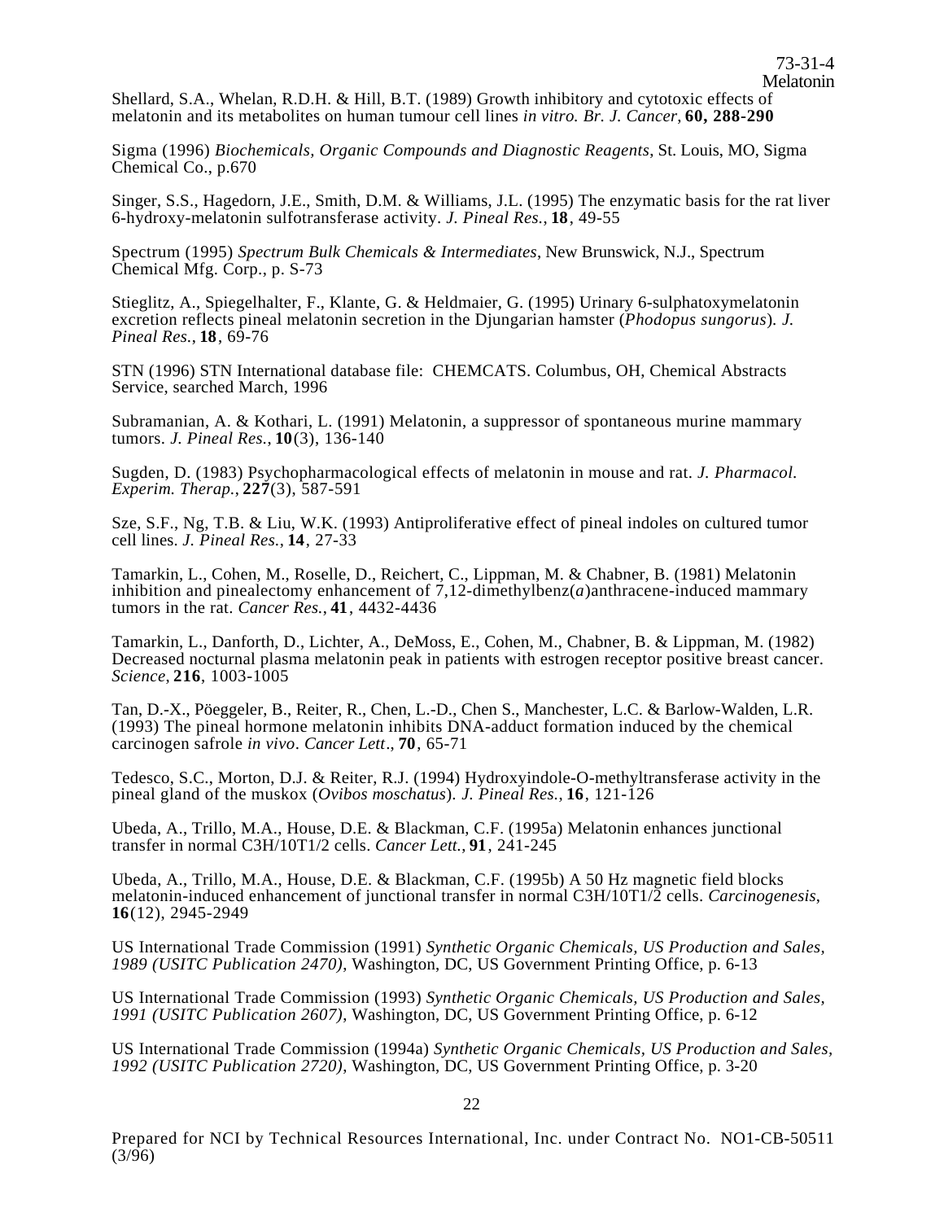Shellard, S.A., Whelan, R.D.H. & Hill, B.T. (1989) Growth inhibitory and cytotoxic effects of melatonin and its metabolites on human tumour cell lines *in vitro. Br. J. Cancer*, **60, 288-290**

Sigma (1996) *Biochemicals, Organic Compounds and Diagnostic Reagents*, St. Louis, MO, Sigma Chemical Co., p.670

Singer, S.S., Hagedorn, J.E., Smith, D.M. & Williams, J.L. (1995) The enzymatic basis for the rat liver 6-hydroxy-melatonin sulfotransferase activity. *J. Pineal Res.*, **18**, 49-55

Spectrum (1995) *Spectrum Bulk Chemicals & Intermediates*, New Brunswick, N.J., Spectrum Chemical Mfg. Corp., p. S-73

Stieglitz, A., Spiegelhalter, F., Klante, G. & Heldmaier, G. (1995) Urinary 6-sulphatoxymelatonin excretion reflects pineal melatonin secretion in the Djungarian hamster (*Phodopus sungorus*). *J. Pineal Res.*, **18**, 69-76

STN (1996) STN International database file: CHEMCATS. Columbus, OH, Chemical Abstracts Service, searched March, 1996

Subramanian, A. & Kothari, L. (1991) Melatonin, a suppressor of spontaneous murine mammary tumors. *J. Pineal Res.*, **10**(3), 136-140

Sugden, D. (1983) Psychopharmacological effects of melatonin in mouse and rat. *J. Pharmacol. Experim. Therap.*, **227**(3), 587-591

Sze, S.F., Ng, T.B. & Liu, W.K. (1993) Antiproliferative effect of pineal indoles on cultured tumor cell lines. *J. Pineal Res.*, **14**, 27-33

Tamarkin, L., Cohen, M., Roselle, D., Reichert, C., Lippman, M. & Chabner, B. (1981) Melatonin inhibition and pinealectomy enhancement of 7,12-dimethylbenz(*a*)anthracene-induced mammary tumors in the rat. *Cancer Res.*, **41**, 4432-4436

Tamarkin, L., Danforth, D., Lichter, A., DeMoss, E., Cohen, M., Chabner, B. & Lippman, M. (1982) Decreased nocturnal plasma melatonin peak in patients with estrogen receptor positive breast cancer. *Science*, **216**, 1003-1005

Tan, D.-X., Pöeggeler, B., Reiter, R., Chen, L.-D., Chen S., Manchester, L.C. & Barlow-Walden, L.R. (1993) The pineal hormone melatonin inhibits DNA-adduct formation induced by the chemical carcinogen safrole *in vivo*. *Cancer Lett*., **70**, 65-71

Tedesco, S.C., Morton, D.J. & Reiter, R.J. (1994) Hydroxyindole-O-methyltransferase activity in the pineal gland of the muskox (*Ovibos moschatus*). *J. Pineal Res.*, **16**, 121-126

Ubeda, A., Trillo, M.A., House, D.E. & Blackman, C.F. (1995a) Melatonin enhances junctional transfer in normal C3H/10T1/2 cells. *Cancer Lett.*, **91**, 241-245

Ubeda, A., Trillo, M.A., House, D.E. & Blackman, C.F. (1995b) A 50 Hz magnetic field blocks melatonin-induced enhancement of junctional transfer in normal C3H/10T1/2 cells. *Carcinogenesis*, **16**(12), 2945-2949

US International Trade Commission (1991) *Synthetic Organic Chemicals, US Production and Sales, 1989 (USITC Publication 2470)*, Washington, DC, US Government Printing Office, p. 6-13

US International Trade Commission (1993) *Synthetic Organic Chemicals, US Production and Sales, 1991 (USITC Publication 2607)*, Washington, DC, US Government Printing Office, p. 6-12

US International Trade Commission (1994a) *Synthetic Organic Chemicals, US Production and Sales, 1992 (USITC Publication 2720)*, Washington, DC, US Government Printing Office, p. 3-20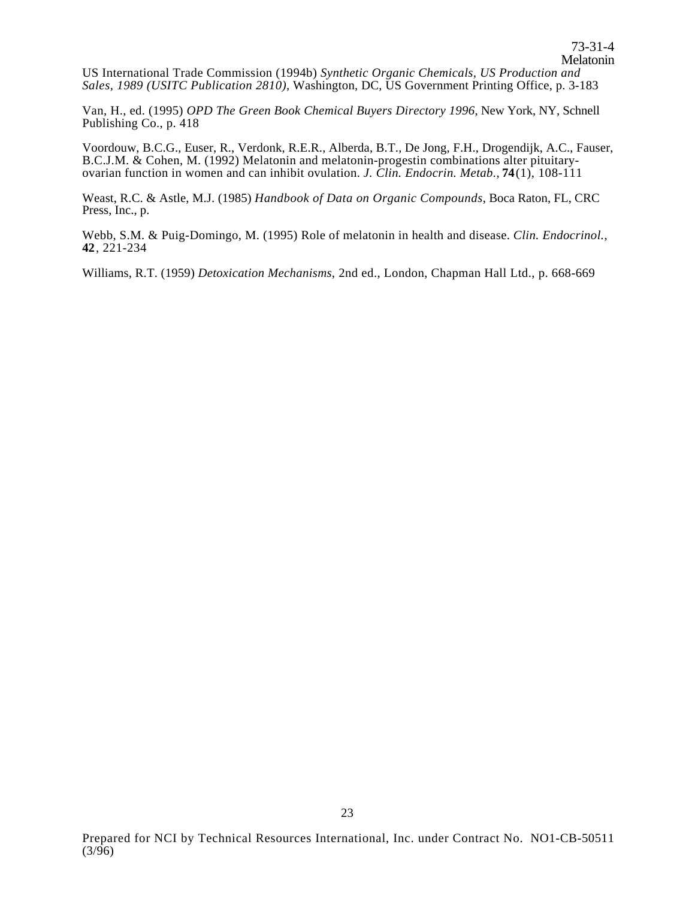US International Trade Commission (1994b) *Synthetic Organic Chemicals, US Production and Sales, 1989 (USITC Publication 2810)*, Washington, DC, US Government Printing Office, p. 3-183

Van, H., ed. (1995) *OPD The Green Book Chemical Buyers Directory 1996*, New York, NY, Schnell Publishing Co., p. 418

Voordouw, B.C.G., Euser, R., Verdonk, R.E.R., Alberda, B.T., De Jong, F.H., Drogendijk, A.C., Fauser, B.C.J.M. & Cohen, M. (1992) Melatonin and melatonin-progestin combinations alter pituitary-ovarian function in women and can inhibit ovulation. *J. Clin. Endocrin. Metab.*, **74**(1), 108-111

Weast, R.C. & Astle, M.J. (1985) *Handbook of Data on Organic Compounds*, Boca Raton, FL, CRC Press, Inc., p.

Webb, S.M. & Puig-Domingo, M. (1995) Role of melatonin in health and disease. *Clin. Endocrinol.*, **42**, 221-234

Williams, R.T. (1959) *Detoxication Mechanisms*, 2nd ed., London, Chapman Hall Ltd., p. 668-669